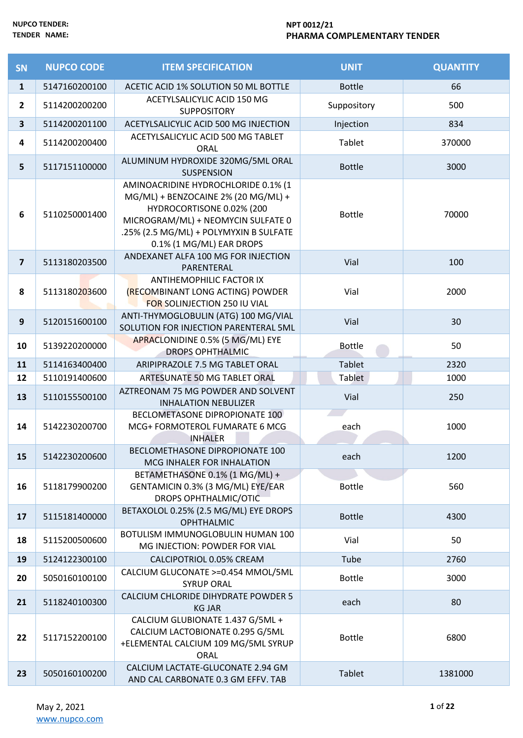NUPCO TENDER: NPT 0012/21

TENDER NAME: PHARMA COMPLEMENTARY TENDER

| SN | NUPCO CODE | ITEM SPECIFICATION | UNIT | QUANTITY |
|---|---|---|---|---|
| 1 | 5147160200100 | ACETIC ACID 1% SOLUTION 50 ML BOTTLE | Bottle | 66 |
| 2 | 5114200200200 | ACETYLSALICYLIC ACID 150 MG SUPPOSITORY | Suppository | 500 |
| 3 | 5114200201100 | ACETYLSALICYLIC ACID 500 MG INJECTION | Injection | 834 |
| 4 | 5114200200400 | ACETYLSALICYLIC ACID 500 MG TABLET ORAL | Tablet | 370000 |
| 5 | 5117151100000 | ALUMINUM HYDROXIDE 320MG/5ML ORAL SUSPENSION | Bottle | 3000 |
| 6 | 5110250001400 | AMINOACRIDINE HYDROCHLORIDE 0.1% (1 MG/ML) + BENZOCAINE 2% (20 MG/ML) + HYDROCORTISONE 0.02% (200 MICROGRAM/ML) + NEOMYCIN SULFATE 0 .25% (2.5 MG/ML) + POLYMYXIN B SULFATE 0.1% (1 MG/ML) EAR DROPS | Bottle | 70000 |
| 7 | 5113180203500 | ANDEXANET ALFA 100 MG FOR INJECTION PARENTERAL | Vial | 100 |
| 8 | 5113180203600 | ANTIHEMOPHILIC FACTOR IX (RECOMBINANT LONG ACTING) POWDER FOR SOLINJECTION 250 IU VIAL | Vial | 2000 |
| 9 | 5120151600100 | ANTI-THYMOGLOBULIN (ATG) 100 MG/VIAL SOLUTION FOR INJECTION PARENTERAL 5ML | Vial | 30 |
| 10 | 5139220200000 | APRACLONIDINE 0.5% (5 MG/ML) EYE DROPS OPHTHALMIC | Bottle | 50 |
| 11 | 5114163400400 | ARIPIPRAZOLE 7.5 MG TABLET ORAL | Tablet | 2320 |
| 12 | 5110191400600 | ARTESUNATE 50 MG TABLET ORAL | Tablet | 1000 |
| 13 | 5110155500100 | AZTREONAM 75 MG POWDER AND SOLVENT INHALATION NEBULIZER | Vial | 250 |
| 14 | 5142230200700 | BECLOMETASONE DIPROPIONATE 100 MCG+ FORMOTEROL FUMARATE 6 MCG INHALER | each | 1000 |
| 15 | 5142230200600 | BECLOMETHASONE DIPROPIONATE 100 MCG INHALER FOR INHALATION | each | 1200 |
| 16 | 5118179900200 | BETAMETHASONE 0.1% (1 MG/ML) + GENTAMICIN 0.3% (3 MG/ML) EYE/EAR DROPS OPHTHALMIC/OTIC | Bottle | 560 |
| 17 | 5115181400000 | BETAXOLOL 0.25% (2.5 MG/ML) EYE DROPS OPHTHALMIC | Bottle | 4300 |
| 18 | 5115200500600 | BOTULISM IMMUNOGLOBULIN HUMAN 100 MG INJECTION: POWDER FOR VIAL | Vial | 50 |
| 19 | 5124122300100 | CALCIPOTRIOL 0.05% CREAM | Tube | 2760 |
| 20 | 5050160100100 | CALCIUM GLUCONATE >=0.454 MMOL/5ML SYRUP ORAL | Bottle | 3000 |
| 21 | 5118240100300 | CALCIUM CHLORIDE DIHYDRATE POWDER 5 KG JAR | each | 80 |
| 22 | 5117152200100 | CALCIUM GLUBIONATE 1.437 G/5ML + CALCIUM LACTOBIONATE 0.295 G/5ML +ELEMENTAL CALCIUM 109 MG/5ML SYRUP ORAL | Bottle | 6800 |
| 23 | 5050160100200 | CALCIUM LACTATE-GLUCONATE 2.94 GM AND CAL CARBONATE 0.3 GM EFFV. TAB | Tablet | 1381000 |

May 2, 2021

www.nupco.com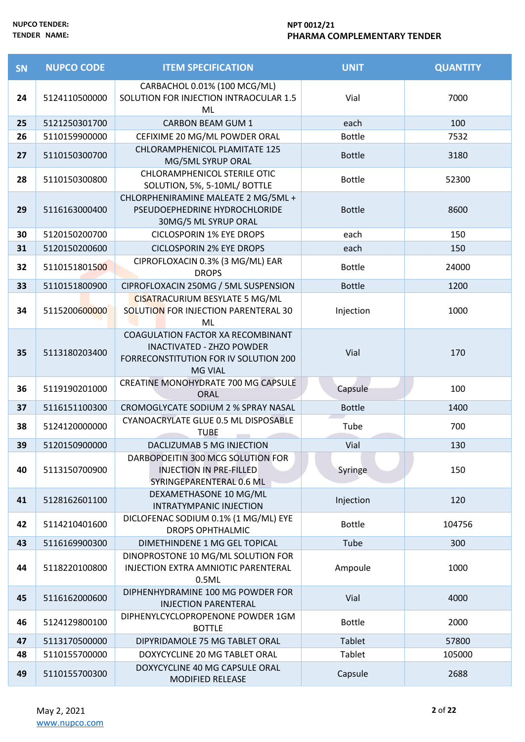| SN | NUPCO CODE | ITEM SPECIFICATION | UNIT | QUANTITY |
|---|---|---|---|---|
| 24 | 5124110500000 | CARBACHOL 0.01% (100 MCG/ML) SOLUTION FOR INJECTION INTRAOCULAR 1.5 ML | Vial | 7000 |
| 25 | 5121250301700 | CARBON BEAM GUM 1 | each | 100 |
| 26 | 5110159900000 | CEFIXIME 20 MG/ML POWDER ORAL | Bottle | 7532 |
| 27 | 5110150300700 | CHLORAMPHENICOL PLAMITATE 125 MG/5ML SYRUP ORAL | Bottle | 3180 |
| 28 | 5110150300800 | CHLORAMPHENICOL STERILE OTIC SOLUTION, 5%, 5-10ML/ BOTTLE | Bottle | 52300 |
| 29 | 5116163000400 | CHLORPHENIRAMINE MALEATE 2 MG/5ML + PSEUDOEPHEDRINE HYDROCHLORIDE 30MG/5 ML SYRUP ORAL | Bottle | 8600 |
| 30 | 5120150200700 | CICLOSPORIN 1% EYE DROPS | each | 150 |
| 31 | 5120150200600 | CICLOSPORIN 2% EYE DROPS | each | 150 |
| 32 | 5110151801500 | CIPROFLOXACIN 0.3% (3 MG/ML) EAR DROPS | Bottle | 24000 |
| 33 | 5110151800900 | CIPROFLOXACIN 250MG / 5ML SUSPENSION | Bottle | 1200 |
| 34 | 5115200600000 | CISATRACURIUM BESYLATE 5 MG/ML SOLUTION FOR INJECTION PARENTERAL 30 ML | Injection | 1000 |
| 35 | 5113180203400 | COAGULATION FACTOR XA RECOMBINANT INACTIVATED - ZHZO POWDER FORRECONSTITUTION FOR IV SOLUTION 200 MG VIAL | Vial | 170 |
| 36 | 5119190201000 | CREATINE MONOHYDRATE 700 MG CAPSULE ORAL | Capsule | 100 |
| 37 | 5116151100300 | CROMOGLYCATE SODIUM 2 % SPRAY NASAL | Bottle | 1400 |
| 38 | 5124120000000 | CYANOACRYLATE GLUE 0.5 ML DISPOSABLE TUBE | Tube | 700 |
| 39 | 5120150900000 | DACLIZUMAB 5 MG INJECTION | Vial | 130 |
| 40 | 5113150700900 | DARBOPOEITIN 300 MCG SOLUTION FOR INJECTION IN PRE-FILLED SYRINGEPARENTERAL 0.6 ML | Syringe | 150 |
| 41 | 5128162601100 | DEXAMETHASONE 10 MG/ML INTRATYMPANIC INJECTION | Injection | 120 |
| 42 | 5114210401600 | DICLOFENAC SODIUM 0.1% (1 MG/ML) EYE DROPS OPHTHALMIC | Bottle | 104756 |
| 43 | 5116169900300 | DIMETHINDENE 1 MG GEL TOPICAL | Tube | 300 |
| 44 | 5118220100800 | DINOPROSTONE 10 MG/ML SOLUTION FOR INJECTION EXTRA AMNIOTIC PARENTERAL 0.5ML | Ampoule | 1000 |
| 45 | 5116162000600 | DIPHENHYDRAMINE 100 MG POWDER FOR INJECTION PARENTERAL | Vial | 4000 |
| 46 | 5124129800100 | DIPHENYLCYCLOPROPENONE POWDER 1GM BOTTLE | Bottle | 2000 |
| 47 | 5113170500000 | DIPYRIDAMOLE 75 MG TABLET ORAL | Tablet | 57800 |
| 48 | 5110155700000 | DOXYCYCLINE 20 MG TABLET ORAL | Tablet | 105000 |
| 49 | 5110155700300 | DOXYCYCLINE 40 MG CAPSULE ORAL MODIFIED RELEASE | Capsule | 2688 |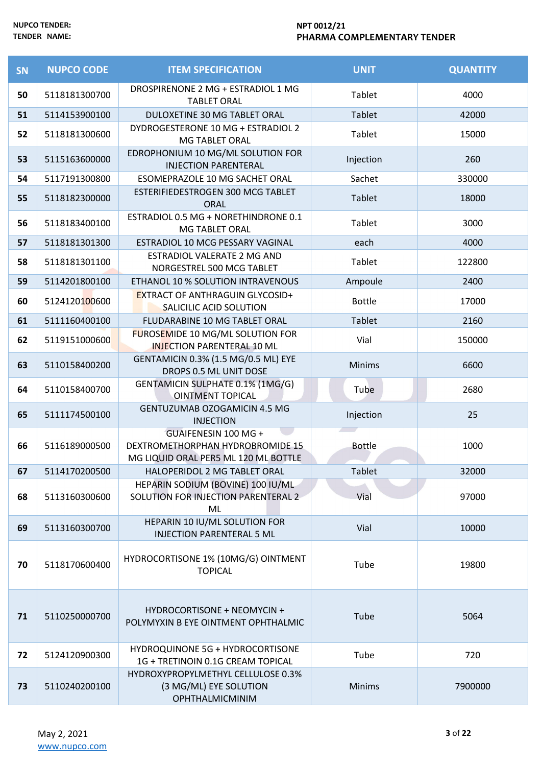NUPCO TENDER: NPT 0012/21

TENDER NAME: PHARMA COMPLEMENTARY TENDER

| SN | NUPCO CODE | ITEM SPECIFICATION | UNIT | QUANTITY |
|---|---|---|---|---|
| 50 | 5118181300700 | DROSPIRENONE 2 MG + ESTRADIOL 1 MG TABLET ORAL | Tablet | 4000 |
| 51 | 5114153900100 | DULOXETINE 30 MG TABLET ORAL | Tablet | 42000 |
| 52 | 5118181300600 | DYDROGESTERONE 10 MG + ESTRADIOL 2 MG TABLET ORAL | Tablet | 15000 |
| 53 | 5115163600000 | EDROPHONIUM 10 MG/ML SOLUTION FOR INJECTION PARENTERAL | Injection | 260 |
| 54 | 5117191300800 | ESOMEPRAZOLE 10 MG SACHET ORAL | Sachet | 330000 |
| 55 | 5118182300000 | ESTERIFIEDESTROGEN 300 MCG TABLET ORAL | Tablet | 18000 |
| 56 | 5118183400100 | ESTRADIOL 0.5 MG + NORETHINDRONE 0.1 MG TABLET ORAL | Tablet | 3000 |
| 57 | 5118181301300 | ESTRADIOL 10 MCG PESSARY VAGINAL | each | 4000 |
| 58 | 5118181301100 | ESTRADIOL VALERATE 2 MG AND NORGESTREL 500 MCG TABLET | Tablet | 122800 |
| 59 | 5114201800100 | ETHANOL 10 % SOLUTION INTRAVENOUS | Ampoule | 2400 |
| 60 | 5124120100600 | EXTRACT OF ANTHRAGUIN GLYCOSID+ SALICILIC ACID SOLUTION | Bottle | 17000 |
| 61 | 5111160400100 | FLUDARABINE 10 MG TABLET ORAL | Tablet | 2160 |
| 62 | 5119151000600 | FUROSEMIDE 10 MG/ML SOLUTION FOR INJECTION PARENTERAL 10 ML | Vial | 150000 |
| 63 | 5110158400200 | GENTAMICIN 0.3% (1.5 MG/0.5 ML) EYE DROPS 0.5 ML UNIT DOSE | Minims | 6600 |
| 64 | 5110158400700 | GENTAMICIN SULPHATE 0.1% (1MG/G) OINTMENT TOPICAL | Tube | 2680 |
| 65 | 5111174500100 | GENTUZUMAB OZOGAMICIN 4.5 MG INJECTION | Injection | 25 |
| 66 | 5116189000500 | GUAIFENESIN 100 MG + DEXTROMETHORPHAN HYDROBROMIDE 15 MG LIQUID ORAL PER5 ML 120 ML BOTTLE | Bottle | 1000 |
| 67 | 5114170200500 | HALOPERIDOL 2 MG TABLET ORAL | Tablet | 32000 |
| 68 | 5113160300600 | HEPARIN SODIUM (BOVINE) 100 IU/ML SOLUTION FOR INJECTION PARENTERAL 2 ML | Vial | 97000 |
| 69 | 5113160300700 | HEPARIN 10 IU/ML SOLUTION FOR INJECTION PARENTERAL 5 ML | Vial | 10000 |
| 70 | 5118170600400 | HYDROCORTISONE 1% (10MG/G) OINTMENT TOPICAL | Tube | 19800 |
| 71 | 5110250000700 | HYDROCORTISONE + NEOMYCIN + POLYMYXIN B EYE OINTMENT OPHTHALMIC | Tube | 5064 |
| 72 | 5124120900300 | HYDROQUINONE 5G + HYDROCORTISONE 1G + TRETINOIN 0.1G CREAM TOPICAL | Tube | 720 |
| 73 | 5110240200100 | HYDROXYPROPYLMETHYL CELLULOSE 0.3% (3 MG/ML) EYE SOLUTION OPHTHALMICMINIM | Minims | 7900000 |

May 2, 2021

www.nupco.com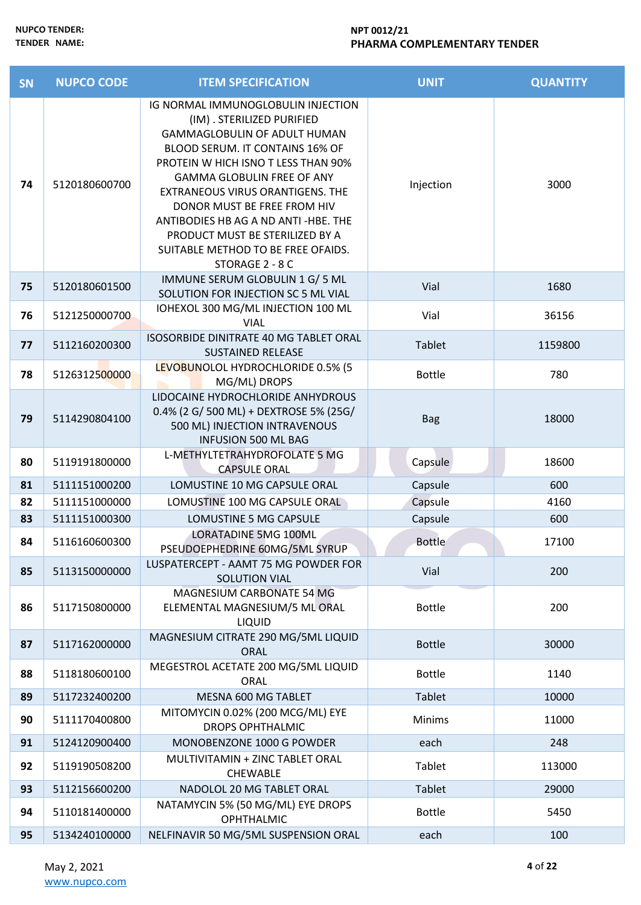| SN | NUPCO CODE | ITEM SPECIFICATION | UNIT | QUANTITY |
|---|---|---|---|---|
| 74 | 5120180600700 | IG NORMAL IMMUNOGLOBULIN INJECTION (IM) . STERILIZED PURIFIED GAMMAGLOBULIN OF ADULT HUMAN BLOOD SERUM. IT CONTAINS 16% OF PROTEIN W HICH ISNO T LESS THAN 90% GAMMA GLOBULIN FREE OF ANY EXTRANEOUS VIRUS ORANTIGENS. THE DONOR MUST BE FREE FROM HIV ANTIBODIES HB AG A ND ANTI -HBE. THE PRODUCT MUST BE STERILIZED BY A SUITABLE METHOD TO BE FREE OFAIDS. STORAGE 2 - 8 C | Injection | 3000 |
| 75 | 5120180601500 | IMMUNE SERUM GLOBULIN 1 G/ 5 ML SOLUTION FOR INJECTION SC 5 ML VIAL | Vial | 1680 |
| 76 | 5121250000700 | IOHEXOL 300 MG/ML INJECTION 100 ML VIAL | Vial | 36156 |
| 77 | 5112160200300 | ISOSORBIDE DINITRATE 40 MG TABLET ORAL SUSTAINED RELEASE | Tablet | 1159800 |
| 78 | 5126312500000 | LEVOBUNOLOL HYDROCHLORIDE 0.5% (5 MG/ML) DROPS | Bottle | 780 |
| 79 | 5114290804100 | LIDOCAINE HYDROCHLORIDE ANHYDROUS 0.4% (2 G/ 500 ML) + DEXTROSE 5% (25G/ 500 ML) INJECTION INTRAVENOUS INFUSION 500 ML BAG | Bag | 18000 |
| 80 | 5119191800000 | L-METHYLTETRAHYDROFOLATE 5 MG CAPSULE ORAL | Capsule | 18600 |
| 81 | 5111151000200 | LOMUSTINE 10 MG CAPSULE ORAL | Capsule | 600 |
| 82 | 5111151000000 | LOMUSTINE 100 MG CAPSULE ORAL | Capsule | 4160 |
| 83 | 5111151000300 | LOMUSTINE 5 MG CAPSULE | Capsule | 600 |
| 84 | 5116160600300 | LORATADINE 5MG 100ML PSEUDOEPHEDRINE 60MG/5ML SYRUP | Bottle | 17100 |
| 85 | 5113150000000 | LUSPATERCEPT - AAMT 75 MG POWDER FOR SOLUTION VIAL | Vial | 200 |
| 86 | 5117150800000 | MAGNESIUM CARBONATE 54 MG ELEMENTAL MAGNESIUM/5 ML ORAL LIQUID | Bottle | 200 |
| 87 | 5117162000000 | MAGNESIUM CITRATE 290 MG/5ML LIQUID ORAL | Bottle | 30000 |
| 88 | 5118180600100 | MEGESTROL ACETATE 200 MG/5ML LIQUID ORAL | Bottle | 1140 |
| 89 | 5117232400200 | MESNA 600 MG TABLET | Tablet | 10000 |
| 90 | 5111170400800 | MITOMYCIN 0.02% (200 MCG/ML) EYE DROPS OPHTHALMIC | Minims | 11000 |
| 91 | 5124120900400 | MONOBENZONE 1000 G POWDER | each | 248 |
| 92 | 5119190508200 | MULTIVITAMIN + ZINC TABLET ORAL CHEWABLE | Tablet | 113000 |
| 93 | 5112156600200 | NADOLOL 20 MG TABLET ORAL | Tablet | 29000 |
| 94 | 5110181400000 | NATAMYCIN 5% (50 MG/ML) EYE DROPS OPHTHALMIC | Bottle | 5450 |
| 95 | 5134240100000 | NELFINAVIR 50 MG/5ML SUSPENSION ORAL | each | 100 |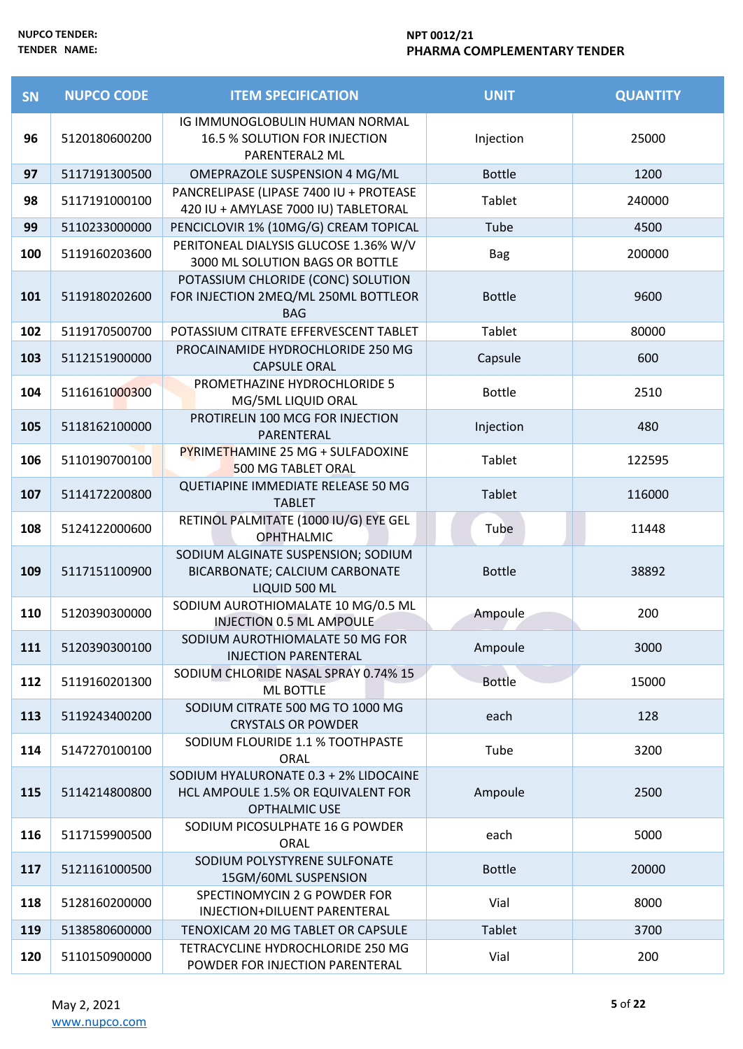| SN | NUPCO CODE | ITEM SPECIFICATION | UNIT | QUANTITY |
|---|---|---|---|---|
| 96 | 5120180600200 | IG IMMUNOGLOBULIN HUMAN NORMAL 16.5 % SOLUTION FOR INJECTION PARENTERAL2 ML | Injection | 25000 |
| 97 | 5117191300500 | OMEPRAZOLE SUSPENSION 4 MG/ML | Bottle | 1200 |
| 98 | 5117191000100 | PANCRELIPASE (LIPASE 7400 IU + PROTEASE 420 IU + AMYLASE 7000 IU) TABLETORAL | Tablet | 240000 |
| 99 | 5110233000000 | PENCICLOVIR 1% (10MG/G) CREAM TOPICAL | Tube | 4500 |
| 100 | 5119160203600 | PERITONEAL DIALYSIS GLUCOSE 1.36% W/V 3000 ML SOLUTION BAGS OR BOTTLE | Bag | 200000 |
| 101 | 5119180202600 | POTASSIUM CHLORIDE (CONC) SOLUTION FOR INJECTION 2MEQ/ML 250ML BOTTLEOR BAG | Bottle | 9600 |
| 102 | 5119170500700 | POTASSIUM CITRATE EFFERVESCENT TABLET | Tablet | 80000 |
| 103 | 5112151900000 | PROCAINAMIDE HYDROCHLORIDE 250 MG CAPSULE ORAL | Capsule | 600 |
| 104 | 5116161000300 | PROMETHAZINE HYDROCHLORIDE 5 MG/5ML LIQUID ORAL | Bottle | 2510 |
| 105 | 5118162100000 | PROTIRELIN 100 MCG FOR INJECTION PARENTERAL | Injection | 480 |
| 106 | 5110190700100 | PYRIMETHAMINE 25 MG + SULFADOXINE 500 MG TABLET ORAL | Tablet | 122595 |
| 107 | 5114172200800 | QUETIAPINE IMMEDIATE RELEASE 50 MG TABLET | Tablet | 116000 |
| 108 | 5124122000600 | RETINOL PALMITATE (1000 IU/G) EYE GEL OPHTHALMIC | Tube | 11448 |
| 109 | 5117151100900 | SODIUM ALGINATE SUSPENSION; SODIUM BICARBONATE; CALCIUM CARBONATE LIQUID 500 ML | Bottle | 38892 |
| 110 | 5120390300000 | SODIUM AUROTHIOMALATE 10 MG/0.5 ML INJECTION 0.5 ML AMPOULE | Ampoule | 200 |
| 111 | 5120390300100 | SODIUM AUROTHIOMALATE 50 MG FOR INJECTION PARENTERAL | Ampoule | 3000 |
| 112 | 5119160201300 | SODIUM CHLORIDE NASAL SPRAY 0.74% 15 ML BOTTLE | Bottle | 15000 |
| 113 | 5119243400200 | SODIUM CITRATE 500 MG TO 1000 MG CRYSTALS OR POWDER | each | 128 |
| 114 | 5147270100100 | SODIUM FLOURIDE 1.1 % TOOTHPASTE ORAL | Tube | 3200 |
| 115 | 5114214800800 | SODIUM HYALURONATE 0.3 + 2% LIDOCAINE HCL AMPOULE 1.5% OR EQUIVALENT FOR OPTHALMIC USE | Ampoule | 2500 |
| 116 | 5117159900500 | SODIUM PICOSULPHATE 16 G POWDER ORAL | each | 5000 |
| 117 | 5121161000500 | SODIUM POLYSTYRENE SULFONATE 15GM/60ML SUSPENSION | Bottle | 20000 |
| 118 | 5128160200000 | SPECTINOMYCIN 2 G POWDER FOR INJECTION+DILUENT PARENTERAL | Vial | 8000 |
| 119 | 5138580600000 | TENOXICAM 20 MG TABLET OR CAPSULE | Tablet | 3700 |
| 120 | 5110150900000 | TETRACYCLINE HYDROCHLORIDE 250 MG POWDER FOR INJECTION PARENTERAL | Vial | 200 |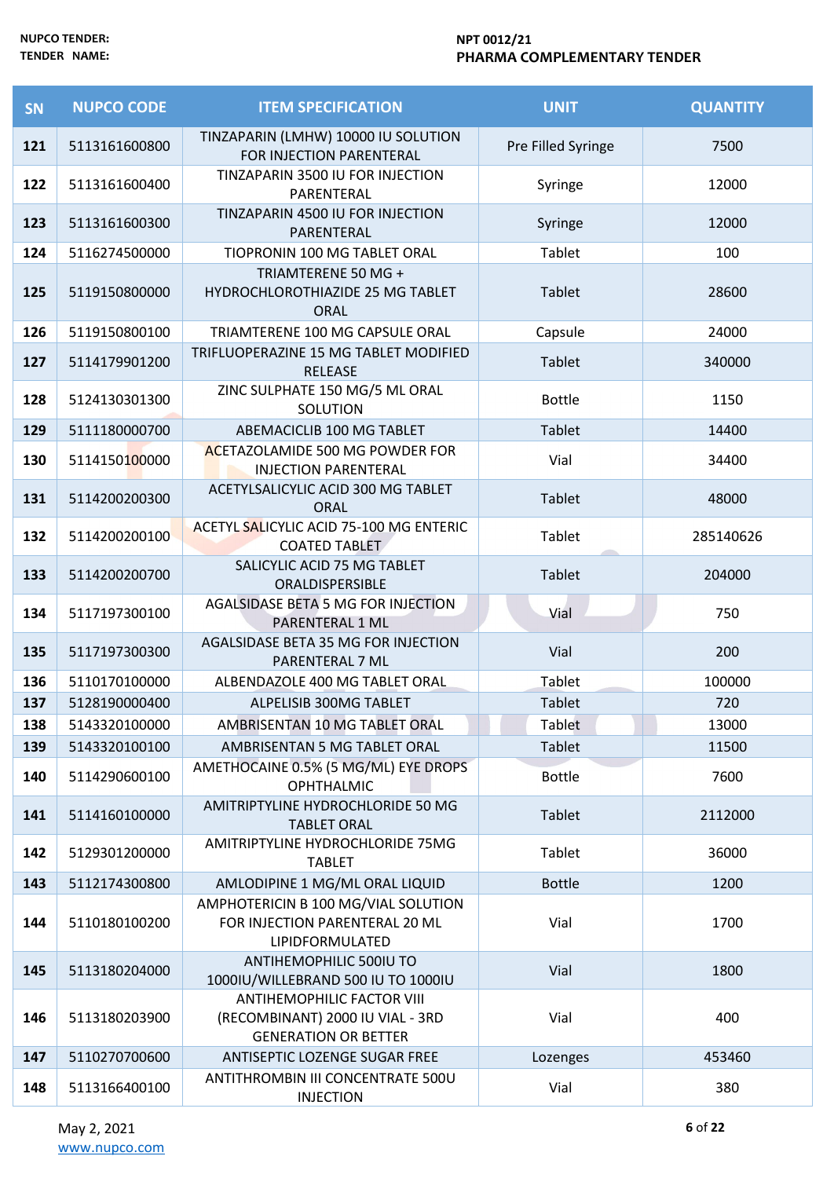| SN | NUPCO CODE | ITEM SPECIFICATION | UNIT | QUANTITY |
|---|---|---|---|---|
| 121 | 5113161600800 | TINZAPARIN (LMHW) 10000 IU SOLUTION FOR INJECTION PARENTERAL | Pre Filled Syringe | 7500 |
| 122 | 5113161600400 | TINZAPARIN 3500 IU FOR INJECTION PARENTERAL | Syringe | 12000 |
| 123 | 5113161600300 | TINZAPARIN 4500 IU FOR INJECTION PARENTERAL | Syringe | 12000 |
| 124 | 5116274500000 | TIOPRONIN 100 MG TABLET ORAL | Tablet | 100 |
| 125 | 5119150800000 | TRIAMTERENE 50 MG + HYDROCHLOROTHIAZIDE 25 MG TABLET ORAL | Tablet | 28600 |
| 126 | 5119150800100 | TRIAMTERENE 100 MG CAPSULE ORAL | Capsule | 24000 |
| 127 | 5114179901200 | TRIFLUOPERAZINE 15 MG TABLET MODIFIED RELEASE | Tablet | 340000 |
| 128 | 5124130301300 | ZINC SULPHATE 150 MG/5 ML ORAL SOLUTION | Bottle | 1150 |
| 129 | 5111180000700 | ABEMACICLIB 100 MG TABLET | Tablet | 14400 |
| 130 | 5114150100000 | ACETAZOLAMIDE 500 MG POWDER FOR INJECTION PARENTERAL | Vial | 34400 |
| 131 | 5114200200300 | ACETYLSALICYLIC ACID 300 MG TABLET ORAL | Tablet | 48000 |
| 132 | 5114200200100 | ACETYL SALICYLIC ACID 75-100 MG ENTERIC COATED TABLET | Tablet | 285140626 |
| 133 | 5114200200700 | SALICYLIC ACID 75 MG TABLET ORALDISPERSIBLE | Tablet | 204000 |
| 134 | 5117197300100 | AGALSIDASE BETA 5 MG FOR INJECTION PARENTERAL 1 ML | Vial | 750 |
| 135 | 5117197300300 | AGALSIDASE BETA 35 MG FOR INJECTION PARENTERAL 7 ML | Vial | 200 |
| 136 | 5110170100000 | ALBENDAZOLE 400 MG TABLET ORAL | Tablet | 100000 |
| 137 | 5128190000400 | ALPELISIB 300MG TABLET | Tablet | 720 |
| 138 | 5143320100000 | AMBRISENTAN 10 MG TABLET ORAL | Tablet | 13000 |
| 139 | 5143320100100 | AMBRISENTAN 5 MG TABLET ORAL | Tablet | 11500 |
| 140 | 5114290600100 | AMETHOCAINE 0.5% (5 MG/ML) EYE DROPS OPHTHALMIC | Bottle | 7600 |
| 141 | 5114160100000 | AMITRIPTYLINE HYDROCHLORIDE 50 MG TABLET ORAL | Tablet | 2112000 |
| 142 | 5129301200000 | AMITRIPTYLINE HYDROCHLORIDE 75MG TABLET | Tablet | 36000 |
| 143 | 5112174300800 | AMLODIPINE 1 MG/ML ORAL LIQUID | Bottle | 1200 |
| 144 | 5110180100200 | AMPHOTERICIN B 100 MG/VIAL SOLUTION FOR INJECTION PARENTERAL 20 ML LIPIDFORMULATED | Vial | 1700 |
| 145 | 5113180204000 | ANTIHEMOPHILIC 500IU TO 1000IU/WILLEBRAND 500 IU TO 1000IU | Vial | 1800 |
| 146 | 5113180203900 | ANTIHEMOPHILIC FACTOR VIII (RECOMBINANT) 2000 IU VIAL - 3RD GENERATION OR BETTER | Vial | 400 |
| 147 | 5110270700600 | ANTISEPTIC LOZENGE SUGAR FREE | Lozenges | 453460 |
| 148 | 5113166400100 | ANTITHROMBIN III CONCENTRATE 500U INJECTION | Vial | 380 |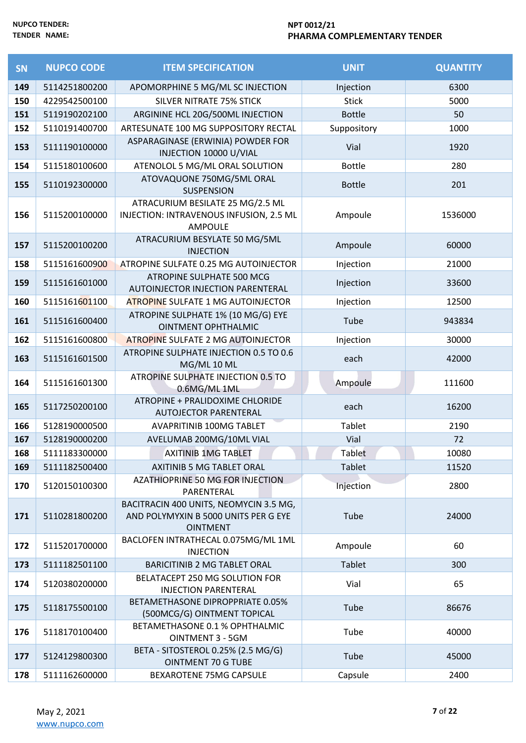NUPCO TENDER: NPT 0012/21

TENDER NAME: PHARMA COMPLEMENTARY TENDER

| SN | NUPCO CODE | ITEM SPECIFICATION | UNIT | QUANTITY |
|---|---|---|---|---|
| 149 | 5114251800200 | APOMORPHINE 5 MG/ML SC INJECTION | Injection | 6300 |
| 150 | 4229542500100 | SILVER NITRATE 75% STICK | Stick | 5000 |
| 151 | 5119190202100 | ARGININE HCL 20G/500ML INJECTION | Bottle | 50 |
| 152 | 5110191400700 | ARTESUNATE 100 MG SUPPOSITORY RECTAL | Suppository | 1000 |
| 153 | 5111190100000 | ASPARAGINASE (ERWINIA) POWDER FOR INJECTION 10000 U/VIAL | Vial | 1920 |
| 154 | 5115180100600 | ATENOLOL 5 MG/ML ORAL SOLUTION | Bottle | 280 |
| 155 | 5110192300000 | ATOVAQUONE 750MG/5ML ORAL SUSPENSION | Bottle | 201 |
| 156 | 5115200100000 | ATRACURIUM BESILATE 25 MG/2.5 ML INJECTION: INTRAVENOUS INFUSION, 2.5 ML AMPOULE | Ampoule | 1536000 |
| 157 | 5115200100200 | ATRACURIUM BESYLATE 50 MG/5ML INJECTION | Ampoule | 60000 |
| 158 | 5115161600900 | ATROPINE SULFATE 0.25 MG AUTOINJECTOR | Injection | 21000 |
| 159 | 5115161601000 | ATROPINE SULPHATE 500 MCG AUTOINJECTOR INJECTION PARENTERAL | Injection | 33600 |
| 160 | 5115161601100 | ATROPINE SULFATE 1 MG AUTOINJECTOR | Injection | 12500 |
| 161 | 5115161600400 | ATROPINE SULPHATE 1% (10 MG/G) EYE OINTMENT OPHTHALMIC | Tube | 943834 |
| 162 | 5115161600800 | ATROPINE SULFATE 2 MG AUTOINJECTOR | Injection | 30000 |
| 163 | 5115161601500 | ATROPINE SULPHATE INJECTION 0.5 TO 0.6 MG/ML 10 ML | each | 42000 |
| 164 | 5115161601300 | ATROPINE SULPHATE INJECTION 0.5 TO 0.6MG/ML 1ML | Ampoule | 111600 |
| 165 | 5117250200100 | ATROPINE + PRALIDOXIME CHLORIDE AUTOJECTOR PARENTERAL | each | 16200 |
| 166 | 5128190000500 | AVAPRITINIB 100MG TABLET | Tablet | 2190 |
| 167 | 5128190000200 | AVELUMAB 200MG/10ML VIAL | Vial | 72 |
| 168 | 5111183300000 | AXITINIB 1MG TABLET | Tablet | 10080 |
| 169 | 5111182500400 | AXITINIB 5 MG TABLET ORAL | Tablet | 11520 |
| 170 | 5120150100300 | AZATHIOPRINE 50 MG FOR INJECTION PARENTERAL | Injection | 2800 |
| 171 | 5110281800200 | BACITRACIN 400 UNITS, NEOMYCIN 3.5 MG, AND POLYMYXIN B 5000 UNITS PER G EYE OINTMENT | Tube | 24000 |
| 172 | 5115201700000 | BACLOFEN INTRATHECAL 0.075MG/ML 1ML INJECTION | Ampoule | 60 |
| 173 | 5111182501100 | BARICITINIB 2 MG TABLET ORAL | Tablet | 300 |
| 174 | 5120380200000 | BELATACEPT 250 MG SOLUTION FOR INJECTION PARENTERAL | Vial | 65 |
| 175 | 5118175500100 | BETAMETHASONE DIPROPPRIATE 0.05% (500MCG/G) OINTMENT TOPICAL | Tube | 86676 |
| 176 | 5118170100400 | BETAMETHASONE 0.1 % OPHTHALMIC OINTMENT 3 - 5GM | Tube | 40000 |
| 177 | 5124129800300 | BETA - SITOSTEROL 0.25% (2.5 MG/G) OINTMENT 70 G TUBE | Tube | 45000 |
| 178 | 5111162600000 | BEXAROTENE 75MG CAPSULE | Capsule | 2400 |

May 2, 2021

www.nupco.com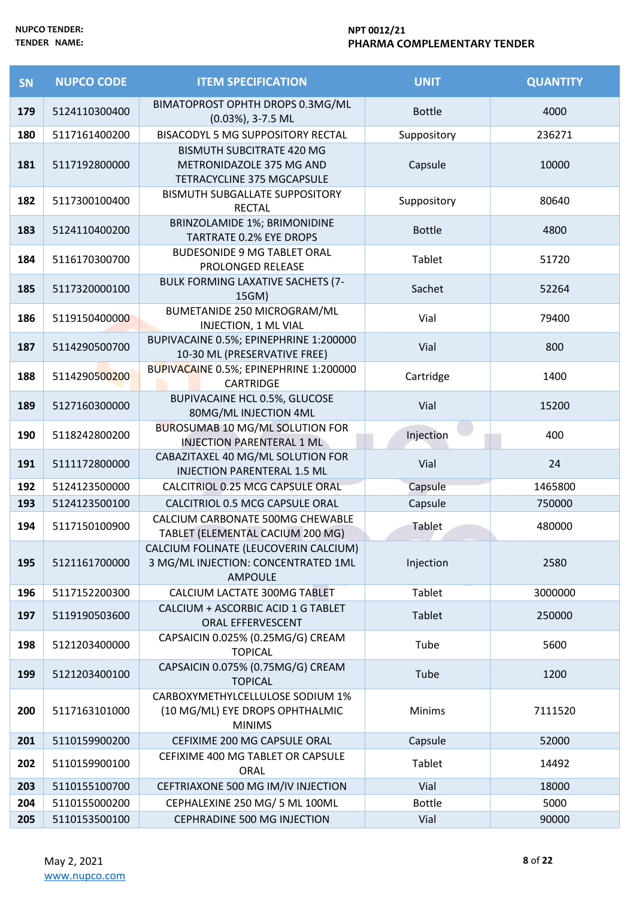| SN | NUPCO CODE | ITEM SPECIFICATION | UNIT | QUANTITY |
|---|---|---|---|---|
| 179 | 5124110300400 | BIMATOPROST OPHTH DROPS 0.3MG/ML (0.03%), 3-7.5 ML | Bottle | 4000 |
| 180 | 5117161400200 | BISACODYL 5 MG SUPPOSITORY RECTAL | Suppository | 236271 |
| 181 | 5117192800000 | BISMUTH SUBCITRATE 420 MG METRONIDAZOLE 375 MG AND TETRACYCLINE 375 MGCAPSULE | Capsule | 10000 |
| 182 | 5117300100400 | BISMUTH SUBGALLATE SUPPOSITORY RECTAL | Suppository | 80640 |
| 183 | 5124110400200 | BRINZOLAMIDE 1%; BRIMONIDINE TARTRATE 0.2% EYE DROPS | Bottle | 4800 |
| 184 | 5116170300700 | BUDESONIDE 9 MG TABLET ORAL PROLONGED RELEASE | Tablet | 51720 |
| 185 | 5117320000100 | BULK FORMING LAXATIVE SACHETS (7-15GM) | Sachet | 52264 |
| 186 | 5119150400000 | BUMETANIDE 250 MICROGRAM/ML INJECTION, 1 ML VIAL | Vial | 79400 |
| 187 | 5114290500700 | BUPIVACAINE 0.5%; EPINEPHRINE 1:200000 10-30 ML (PRESERVATIVE FREE) | Vial | 800 |
| 188 | 5114290500200 | BUPIVACAINE 0.5%; EPINEPHRINE 1:200000 CARTRIDGE | Cartridge | 1400 |
| 189 | 5127160300000 | BUPIVACAINE HCL 0.5%, GLUCOSE 80MG/ML INJECTION 4ML | Vial | 15200 |
| 190 | 5118242800200 | BUROSUMAB 10 MG/ML SOLUTION FOR INJECTION PARENTERAL 1 ML | Injection | 400 |
| 191 | 5111172800000 | CABAZITAXEL 40 MG/ML SOLUTION FOR INJECTION PARENTERAL 1.5 ML | Vial | 24 |
| 192 | 5124123500000 | CALCITRIOL 0.25 MCG CAPSULE ORAL | Capsule | 1465800 |
| 193 | 5124123500100 | CALCITRIOL 0.5 MCG CAPSULE ORAL | Capsule | 750000 |
| 194 | 5117150100900 | CALCIUM CARBONATE 500MG CHEWABLE TABLET (ELEMENTAL CACIUM 200 MG) | Tablet | 480000 |
| 195 | 5121161700000 | CALCIUM FOLINATE (LEUCOVERIN CALCIUM) 3 MG/ML INJECTION: CONCENTRATED 1ML AMPOULE | Injection | 2580 |
| 196 | 5117152200300 | CALCIUM LACTATE 300MG TABLET | Tablet | 3000000 |
| 197 | 5119190503600 | CALCIUM + ASCORBIC ACID 1 G TABLET ORAL EFFERVESCENT | Tablet | 250000 |
| 198 | 5121203400000 | CAPSAICIN 0.025% (0.25MG/G) CREAM TOPICAL | Tube | 5600 |
| 199 | 5121203400100 | CAPSAICIN 0.075% (0.75MG/G) CREAM TOPICAL | Tube | 1200 |
| 200 | 5117163101000 | CARBOXYMETHYLCELLULOSE SODIUM 1% (10 MG/ML) EYE DROPS OPHTHALMIC MINIMS | Minims | 7111520 |
| 201 | 5110159900200 | CEFIXIME 200 MG CAPSULE ORAL | Capsule | 52000 |
| 202 | 5110159900100 | CEFIXIME 400 MG TABLET OR CAPSULE ORAL | Tablet | 14492 |
| 203 | 5110155100700 | CEFTRIAXONE 500 MG IM/IV INJECTION | Vial | 18000 |
| 204 | 5110155000200 | CEPHALEXINE 250 MG/ 5 ML 100ML | Bottle | 5000 |
| 205 | 5110153500100 | CEPHRADINE 500 MG INJECTION | Vial | 90000 |

May 2, 2021
www.nupco.com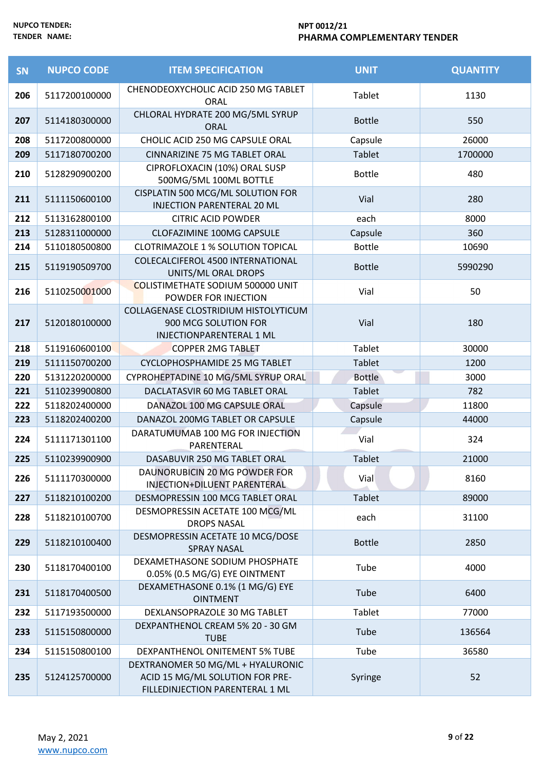NUPCO TENDER: NPT 0012/21

TENDER NAME: PHARMA COMPLEMENTARY TENDER

| SN | NUPCO CODE | ITEM SPECIFICATION | UNIT | QUANTITY |
|---|---|---|---|---|
| 206 | 5117200100000 | CHENODEOXYCHOLIC ACID 250 MG TABLET ORAL | Tablet | 1130 |
| 207 | 5114180300000 | CHLORAL HYDRATE 200 MG/5ML SYRUP ORAL | Bottle | 550 |
| 208 | 5117200800000 | CHOLIC ACID 250 MG CAPSULE ORAL | Capsule | 26000 |
| 209 | 5117180700200 | CINNARIZINE 75 MG TABLET ORAL | Tablet | 1700000 |
| 210 | 5128290900200 | CIPROFLOXACIN (10%) ORAL SUSP 500MG/5ML 100ML BOTTLE | Bottle | 480 |
| 211 | 5111150600100 | CISPLATIN 500 MCG/ML SOLUTION FOR INJECTION PARENTERAL 20 ML | Vial | 280 |
| 212 | 5113162800100 | CITRIC ACID POWDER | each | 8000 |
| 213 | 5128311000000 | CLOFAZIMINE 100MG CAPSULE | Capsule | 360 |
| 214 | 5110180500800 | CLOTRIMAZOLE 1 % SOLUTION TOPICAL | Bottle | 10690 |
| 215 | 5119190509700 | COLECALCIFEROL 4500 INTERNATIONAL UNITS/ML ORAL DROPS | Bottle | 5990290 |
| 216 | 5110250001000 | COLISTIMETHATE SODIUM 500000 UNIT POWDER FOR INJECTION | Vial | 50 |
| 217 | 5120180100000 | COLLAGENASE CLOSTRIDIUM HISTOLYTICUM 900 MCG SOLUTION FOR INJECTIONPARENTERAL 1 ML | Vial | 180 |
| 218 | 5119160600100 | COPPER 2MG TABLET | Tablet | 30000 |
| 219 | 5111150700200 | CYCLOPHOSPHAMIDE 25 MG TABLET | Tablet | 1200 |
| 220 | 5131220200000 | CYPROHEPTADINE 10 MG/5ML SYRUP ORAL | Bottle | 3000 |
| 221 | 5110239900800 | DACLATASVIR 60 MG TABLET ORAL | Tablet | 782 |
| 222 | 5118202400000 | DANAZOL 100 MG CAPSULE ORAL | Capsule | 11800 |
| 223 | 5118202400200 | DANAZOL 200MG TABLET OR CAPSULE | Capsule | 44000 |
| 224 | 5111171301100 | DARATUMUMAB 100 MG FOR INJECTION PARENTERAL | Vial | 324 |
| 225 | 5110239900900 | DASABUVIR 250 MG TABLET ORAL | Tablet | 21000 |
| 226 | 5111170300000 | DAUNORUBICIN 20 MG POWDER FOR INJECTION+DILUENT PARENTERAL | Vial | 8160 |
| 227 | 5118210100200 | DESMOPRESSIN 100 MCG TABLET ORAL | Tablet | 89000 |
| 228 | 5118210100700 | DESMOPRESSIN ACETATE 100 MCG/ML DROPS NASAL | each | 31100 |
| 229 | 5118210100400 | DESMOPRESSIN ACETATE 10 MCG/DOSE SPRAY NASAL | Bottle | 2850 |
| 230 | 5118170400100 | DEXAMETHASONE SODIUM PHOSPHATE 0.05% (0.5 MG/G) EYE OINTMENT | Tube | 4000 |
| 231 | 5118170400500 | DEXAMETHASONE 0.1% (1 MG/G) EYE OINTMENT | Tube | 6400 |
| 232 | 5117193500000 | DEXLANSOPRAZOLE 30 MG TABLET | Tablet | 77000 |
| 233 | 5115150800000 | DEXPANTHENOL CREAM 5% 20 - 30 GM TUBE | Tube | 136564 |
| 234 | 5115150800100 | DEXPANTHENOL ONITEMENT 5% TUBE | Tube | 36580 |
| 235 | 5124125700000 | DEXTRANOMER 50 MG/ML + HYALURONIC ACID 15 MG/ML SOLUTION FOR PRE-FILLEDINJECTION PARENTERAL 1 ML | Syringe | 52 |

May 2, 2021

www.nupco.com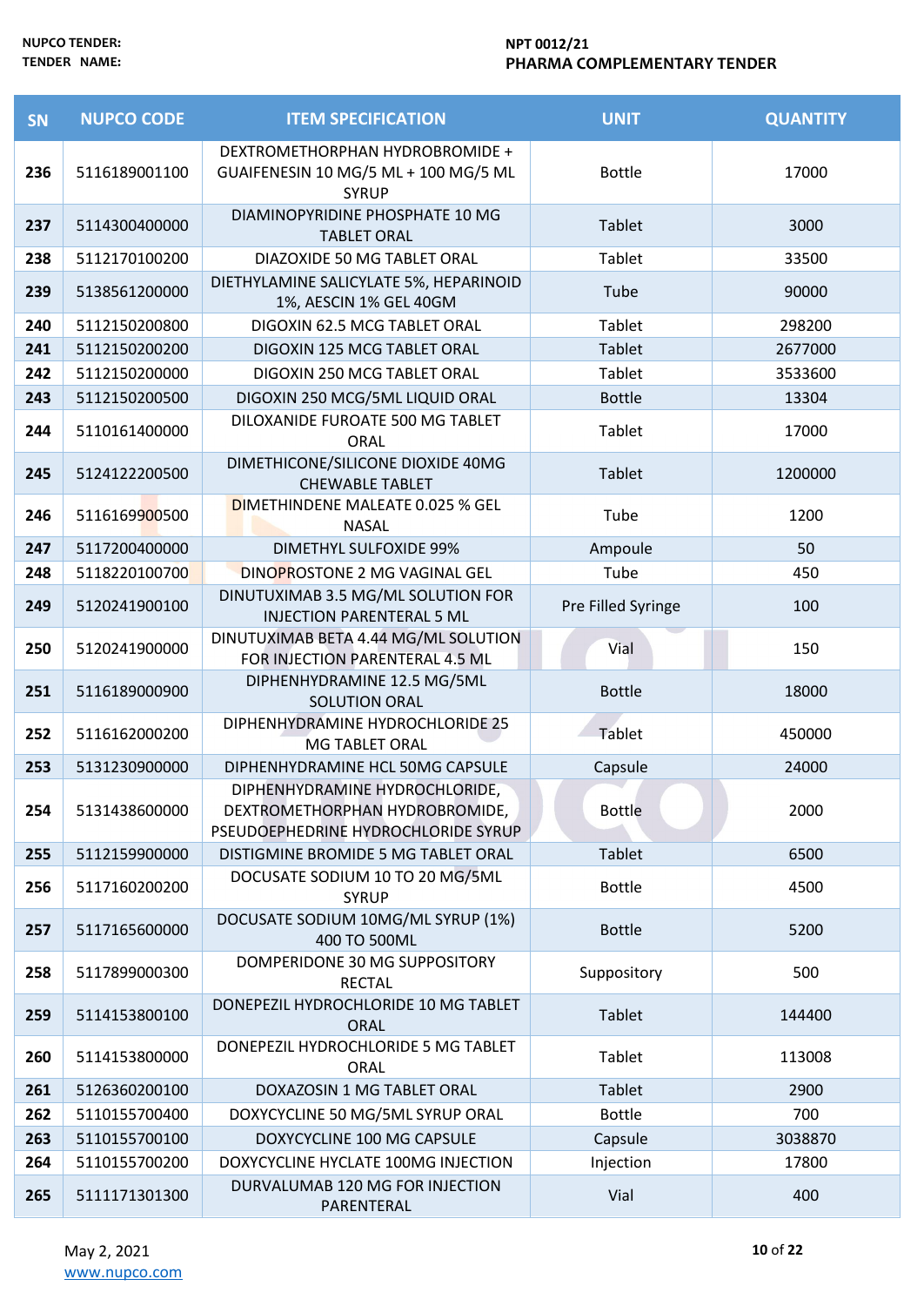| SN | NUPCO CODE | ITEM SPECIFICATION | UNIT | QUANTITY |
|---|---|---|---|---|
| 236 | 5116189001100 | DEXTROMETHORPHAN HYDROBROMIDE + GUAIFENESIN 10 MG/5 ML + 100 MG/5 ML SYRUP | Bottle | 17000 |
| 237 | 5114300400000 | DIAMINOPYRIDINE PHOSPHATE 10 MG TABLET ORAL | Tablet | 3000 |
| 238 | 5112170100200 | DIAZOXIDE 50 MG TABLET ORAL | Tablet | 33500 |
| 239 | 5138561200000 | DIETHYLAMINE SALICYLATE 5%, HEPARINOID 1%, AESCIN 1% GEL 40GM | Tube | 90000 |
| 240 | 5112150200800 | DIGOXIN 62.5 MCG TABLET ORAL | Tablet | 298200 |
| 241 | 5112150200200 | DIGOXIN 125 MCG TABLET ORAL | Tablet | 2677000 |
| 242 | 5112150200000 | DIGOXIN 250 MCG TABLET ORAL | Tablet | 3533600 |
| 243 | 5112150200500 | DIGOXIN 250 MCG/5ML LIQUID ORAL | Bottle | 13304 |
| 244 | 5110161400000 | DILOXANIDE FUROATE 500 MG TABLET ORAL | Tablet | 17000 |
| 245 | 5124122200500 | DIMETHICONE/SILICONE DIOXIDE 40MG CHEWABLE TABLET | Tablet | 1200000 |
| 246 | 5116169900500 | DIMETHINDENE MALEATE 0.025 % GEL NASAL | Tube | 1200 |
| 247 | 5117200400000 | DIMETHYL SULFOXIDE 99% | Ampoule | 50 |
| 248 | 5118220100700 | DINOPROSTONE 2 MG VAGINAL GEL | Tube | 450 |
| 249 | 5120241900100 | DINUTUXIMAB 3.5 MG/ML SOLUTION FOR INJECTION PARENTERAL 5 ML | Pre Filled Syringe | 100 |
| 250 | 5120241900000 | DINUTUXIMAB BETA 4.44 MG/ML SOLUTION FOR INJECTION PARENTERAL 4.5 ML | Vial | 150 |
| 251 | 5116189000900 | DIPHENHYDRAMINE 12.5 MG/5ML SOLUTION ORAL | Bottle | 18000 |
| 252 | 5116162000200 | DIPHENHYDRAMINE HYDROCHLORIDE 25 MG TABLET ORAL | Tablet | 450000 |
| 253 | 5131230900000 | DIPHENHYDRAMINE HCL 50MG CAPSULE | Capsule | 24000 |
| 254 | 5131438600000 | DIPHENHYDRAMINE HYDROCHLORIDE, DEXTROMETHORPHAN HYDROBROMIDE, PSEUDOEPHEDRINE HYDROCHLORIDE SYRUP | Bottle | 2000 |
| 255 | 5112159900000 | DISTIGMINE BROMIDE 5 MG TABLET ORAL | Tablet | 6500 |
| 256 | 5117160200200 | DOCUSATE SODIUM 10 TO 20 MG/5ML SYRUP | Bottle | 4500 |
| 257 | 5117165600000 | DOCUSATE SODIUM 10MG/ML SYRUP (1%) 400 TO 500ML | Bottle | 5200 |
| 258 | 5117899000300 | DOMPERIDONE 30 MG SUPPOSITORY RECTAL | Suppository | 500 |
| 259 | 5114153800100 | DONEPEZIL HYDROCHLORIDE 10 MG TABLET ORAL | Tablet | 144400 |
| 260 | 5114153800000 | DONEPEZIL HYDROCHLORIDE 5 MG TABLET ORAL | Tablet | 113008 |
| 261 | 5126360200100 | DOXAZOSIN 1 MG TABLET ORAL | Tablet | 2900 |
| 262 | 5110155700400 | DOXYCYCLINE 50 MG/5ML SYRUP ORAL | Bottle | 700 |
| 263 | 5110155700100 | DOXYCYCLINE 100 MG CAPSULE | Capsule | 3038870 |
| 264 | 5110155700200 | DOXYCYCLINE HYCLATE 100MG INJECTION | Injection | 17800 |
| 265 | 5111171301300 | DURVALUMAB 120 MG FOR INJECTION PARENTERAL | Vial | 400 |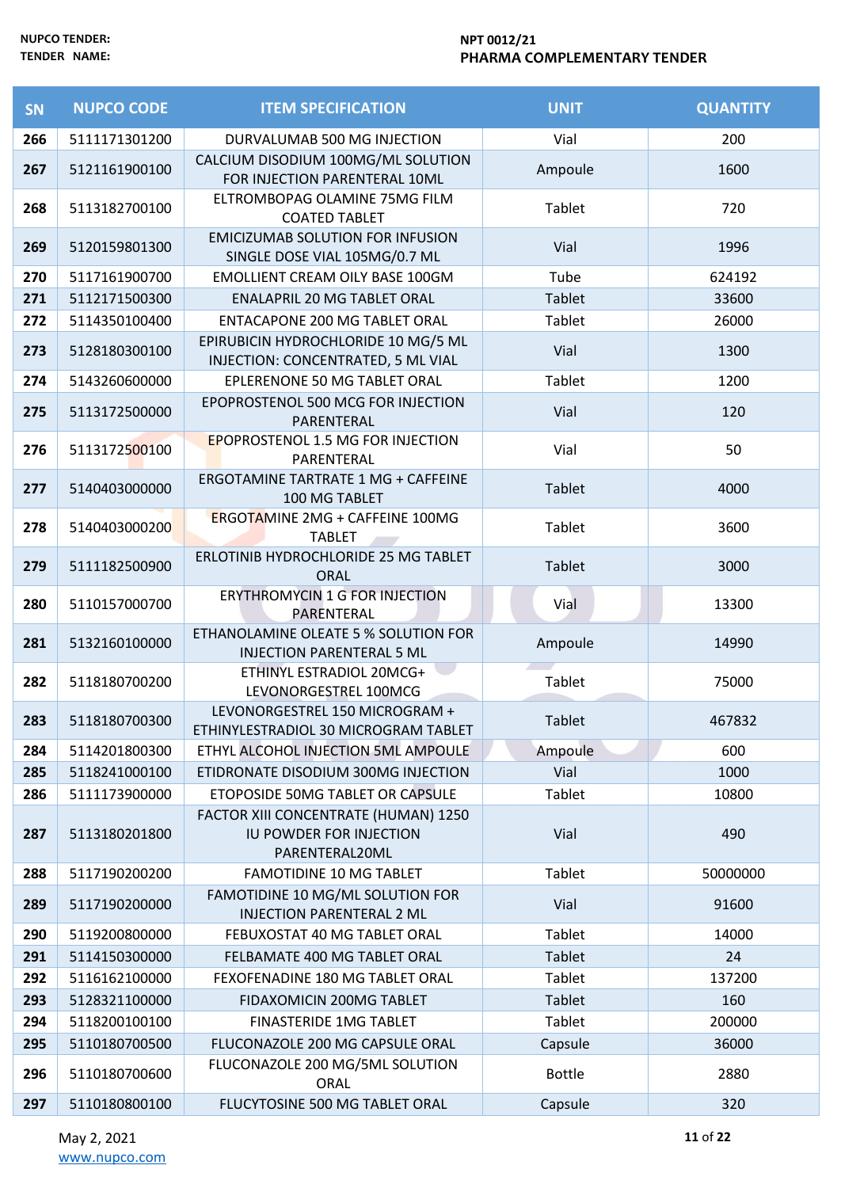NUPCO TENDER: NPT 0012/21

TENDER NAME: PHARMA COMPLEMENTARY TENDER

| SN | NUPCO CODE | ITEM SPECIFICATION | UNIT | QUANTITY |
|---|---|---|---|---|
| 266 | 5111171301200 | DURVALUMAB 500 MG INJECTION | Vial | 200 |
| 267 | 5121161900100 | CALCIUM DISODIUM 100MG/ML SOLUTION FOR INJECTION PARENTERAL 10ML | Ampoule | 1600 |
| 268 | 5113182700100 | ELTROMBOPAG OLAMINE 75MG FILM COATED TABLET | Tablet | 720 |
| 269 | 5120159801300 | EMICIZUMAB SOLUTION FOR INFUSION SINGLE DOSE VIAL 105MG/0.7 ML | Vial | 1996 |
| 270 | 5117161900700 | EMOLLIENT CREAM OILY BASE 100GM | Tube | 624192 |
| 271 | 5112171500300 | ENALAPRIL 20 MG TABLET ORAL | Tablet | 33600 |
| 272 | 5114350100400 | ENTACAPONE 200 MG TABLET ORAL | Tablet | 26000 |
| 273 | 5128180300100 | EPIRUBICIN HYDROCHLORIDE 10 MG/5 ML INJECTION: CONCENTRATED, 5 ML VIAL | Vial | 1300 |
| 274 | 5143260600000 | EPLERENONE 50 MG TABLET ORAL | Tablet | 1200 |
| 275 | 5113172500000 | EPOPROSTENOL 500 MCG FOR INJECTION PARENTERAL | Vial | 120 |
| 276 | 5113172500100 | EPOPROSTENOL 1.5 MG FOR INJECTION PARENTERAL | Vial | 50 |
| 277 | 5140403000000 | ERGOTAMINE TARTRATE 1 MG + CAFFEINE 100 MG TABLET | Tablet | 4000 |
| 278 | 5140403000200 | ERGOTAMINE 2MG + CAFFEINE 100MG TABLET | Tablet | 3600 |
| 279 | 5111182500900 | ERLOTINIB HYDROCHLORIDE 25 MG TABLET ORAL | Tablet | 3000 |
| 280 | 5110157000700 | ERYTHROMYCIN 1 G FOR INJECTION PARENTERAL | Vial | 13300 |
| 281 | 5132160100000 | ETHANOLAMINE OLEATE 5 % SOLUTION FOR INJECTION PARENTERAL 5 ML | Ampoule | 14990 |
| 282 | 5118180700200 | ETHINYL ESTRADIOL 20MCG+ LEVONORGESTREL 100MCG | Tablet | 75000 |
| 283 | 5118180700300 | LEVONORGESTREL 150 MICROGRAM + ETHINYLESTRADIOL 30 MICROGRAM TABLET | Tablet | 467832 |
| 284 | 5114201800300 | ETHYL ALCOHOL INJECTION 5ML AMPOULE | Ampoule | 600 |
| 285 | 5118241000100 | ETIDRONATE DISODIUM 300MG INJECTION | Vial | 1000 |
| 286 | 5111173900000 | ETOPOSIDE 50MG TABLET OR CAPSULE | Tablet | 10800 |
| 287 | 5113180201800 | FACTOR XIII CONCENTRATE (HUMAN) 1250 IU POWDER FOR INJECTION PARENTERAL20ML | Vial | 490 |
| 288 | 5117190200200 | FAMOTIDINE 10 MG TABLET | Tablet | 50000000 |
| 289 | 5117190200000 | FAMOTIDINE 10 MG/ML SOLUTION FOR INJECTION PARENTERAL 2 ML | Vial | 91600 |
| 290 | 5119200800000 | FEBUXOSTAT 40 MG TABLET ORAL | Tablet | 14000 |
| 291 | 5114150300000 | FELBAMATE 400 MG TABLET ORAL | Tablet | 24 |
| 292 | 5116162100000 | FEXOFENADINE 180 MG TABLET ORAL | Tablet | 137200 |
| 293 | 5128321100000 | FIDAXOMICIN 200MG TABLET | Tablet | 160 |
| 294 | 5118200100100 | FINASTERIDE 1MG TABLET | Tablet | 200000 |
| 295 | 5110180700500 | FLUCONAZOLE 200 MG CAPSULE ORAL | Capsule | 36000 |
| 296 | 5110180700600 | FLUCONAZOLE 200 MG/5ML SOLUTION ORAL | Bottle | 2880 |
| 297 | 5110180800100 | FLUCYTOSINE 500 MG TABLET ORAL | Capsule | 320 |

May 2, 2021

www.nupco.com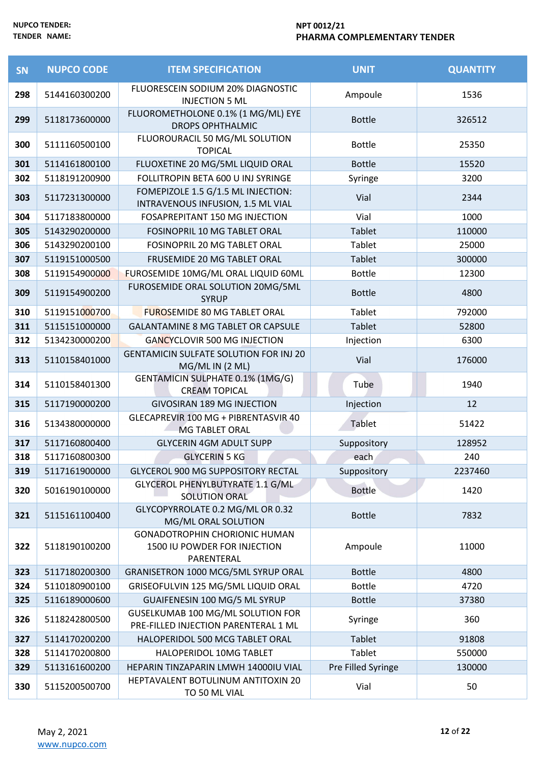NUPCO TENDER: NPT 0012/21
TENDER NAME: PHARMA COMPLEMENTARY TENDER

| SN | NUPCO CODE | ITEM SPECIFICATION | UNIT | QUANTITY |
|---|---|---|---|---|
| 298 | 5144160300200 | FLUORESCEIN SODIUM 20% DIAGNOSTIC INJECTION 5 ML | Ampoule | 1536 |
| 299 | 5118173600000 | FLUOROMETHOLONE 0.1% (1 MG/ML) EYE DROPS OPHTHALMIC | Bottle | 326512 |
| 300 | 5111160500100 | FLUOROURACIL 50 MG/ML SOLUTION TOPICAL | Bottle | 25350 |
| 301 | 5114161800100 | FLUOXETINE 20 MG/5ML LIQUID ORAL | Bottle | 15520 |
| 302 | 5118191200900 | FOLLITROPIN BETA 600 U INJ SYRINGE | Syringe | 3200 |
| 303 | 5117231300000 | FOMEPIZOLE 1.5 G/1.5 ML INJECTION: INTRAVENOUS INFUSION, 1.5 ML VIAL | Vial | 2344 |
| 304 | 5117183800000 | FOSAPREPITANT 150 MG INJECTION | Vial | 1000 |
| 305 | 5143290200000 | FOSINOPRIL 10 MG TABLET ORAL | Tablet | 110000 |
| 306 | 5143290200100 | FOSINOPRIL 20 MG TABLET ORAL | Tablet | 25000 |
| 307 | 5119151000500 | FRUSEMIDE 20 MG TABLET ORAL | Tablet | 300000 |
| 308 | 5119154900000 | FUROSEMIDE 10MG/ML ORAL LIQUID 60ML | Bottle | 12300 |
| 309 | 5119154900200 | FUROSEMIDE ORAL SOLUTION 20MG/5ML SYRUP | Bottle | 4800 |
| 310 | 5119151000700 | FUROSEMIDE 80 MG TABLET ORAL | Tablet | 792000 |
| 311 | 5115151000000 | GALANTAMINE 8 MG TABLET OR CAPSULE | Tablet | 52800 |
| 312 | 5134230000200 | GANCYCLOVIR 500 MG INJECTION | Injection | 6300 |
| 313 | 5110158401000 | GENTAMICIN SULFATE SOLUTION FOR INJ 20 MG/ML IN (2 ML) | Vial | 176000 |
| 314 | 5110158401300 | GENTAMICIN SULPHATE 0.1% (1MG/G) CREAM TOPICAL | Tube | 1940 |
| 315 | 5117190000200 | GIVOSIRAN 189 MG INJECTION | Injection | 12 |
| 316 | 5134380000000 | GLECAPREVIR 100 MG + PIBRENTASVIR 40 MG TABLET ORAL | Tablet | 51422 |
| 317 | 5117160800400 | GLYCERIN 4GM ADULT SUPP | Suppository | 128952 |
| 318 | 5117160800300 | GLYCERIN 5 KG | each | 240 |
| 319 | 5117161900000 | GLYCEROL 900 MG SUPPOSITORY RECTAL | Suppository | 2237460 |
| 320 | 5016190100000 | GLYCEROL PHENYLBUTYRATE 1.1 G/ML SOLUTION ORAL | Bottle | 1420 |
| 321 | 5115161100400 | GLYCOPYRROLATE 0.2 MG/ML OR 0.32 MG/ML ORAL SOLUTION | Bottle | 7832 |
| 322 | 5118190100200 | GONADOTROPHIN CHORIONIC HUMAN 1500 IU POWDER FOR INJECTION PARENTERAL | Ampoule | 11000 |
| 323 | 5117180200300 | GRANISETRON 1000 MCG/5ML SYRUP ORAL | Bottle | 4800 |
| 324 | 5110180900100 | GRISEOFULVIN 125 MG/5ML LIQUID ORAL | Bottle | 4720 |
| 325 | 5116189000600 | GUAIFENESIN 100 MG/5 ML SYRUP | Bottle | 37380 |
| 326 | 5118242800500 | GUSELKUMAB 100 MG/ML SOLUTION FOR PRE-FILLED INJECTION PARENTERAL 1 ML | Syringe | 360 |
| 327 | 5114170200200 | HALOPERIDOL 500 MCG TABLET ORAL | Tablet | 91808 |
| 328 | 5114170200800 | HALOPERIDOL 10MG TABLET | Tablet | 550000 |
| 329 | 5113161600200 | HEPARIN TINZAPARIN LMWH 14000IU VIAL | Pre Filled Syringe | 130000 |
| 330 | 5115200500700 | HEPTAVALENT BOTULINUM ANTITOXIN 20 TO 50 ML VIAL | Vial | 50 |

May 2, 2021
www.nupco.com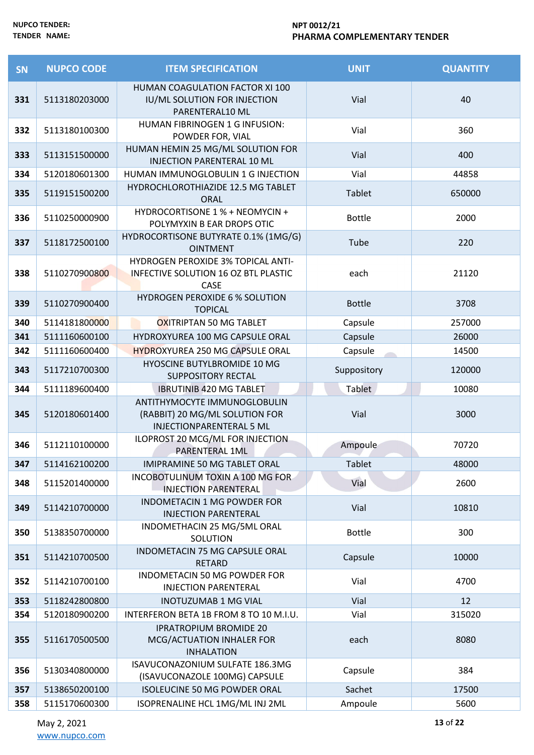| SN | NUPCO CODE | ITEM SPECIFICATION | UNIT | QUANTITY |
|---|---|---|---|---|
| 331 | 5113180203000 | HUMAN COAGULATION FACTOR XI 100 IU/ML SOLUTION FOR INJECTION PARENTERAL10 ML | Vial | 40 |
| 332 | 5113180100300 | HUMAN FIBRINOGEN 1 G INFUSION: POWDER FOR, VIAL | Vial | 360 |
| 333 | 5113151500000 | HUMAN HEMIN 25 MG/ML SOLUTION FOR INJECTION PARENTERAL 10 ML | Vial | 400 |
| 334 | 5120180601300 | HUMAN IMMUNOGLOBULIN 1 G INJECTION | Vial | 44858 |
| 335 | 5119151500200 | HYDROCHLOROTHIAZIDE 12.5 MG TABLET ORAL | Tablet | 650000 |
| 336 | 5110250000900 | HYDROCORTISONE 1 % + NEOMYCIN + POLYMYXIN B EAR DROPS OTIC | Bottle | 2000 |
| 337 | 5118172500100 | HYDROCORTISONE BUTYRATE 0.1% (1MG/G) OINTMENT | Tube | 220 |
| 338 | 5110270900800 | HYDROGEN PEROXIDE 3% TOPICAL ANTI-INFECTIVE SOLUTION 16 OZ BTL PLASTIC CASE | each | 21120 |
| 339 | 5110270900400 | HYDROGEN PEROXIDE 6 % SOLUTION TOPICAL | Bottle | 3708 |
| 340 | 5114181800000 | OXITRIPTAN 50 MG TABLET | Capsule | 257000 |
| 341 | 5111160600100 | HYDROXYUREA 100 MG CAPSULE ORAL | Capsule | 26000 |
| 342 | 5111160600400 | HYDROXYUREA 250 MG CAPSULE ORAL | Capsule | 14500 |
| 343 | 5117210700300 | HYOSCINE BUTYLBROMIDE 10 MG SUPPOSITORY RECTAL | Suppository | 120000 |
| 344 | 5111189600400 | IBRUTINIB 420 MG TABLET | Tablet | 10080 |
| 345 | 5120180601400 | ANTITHYMOCYTE IMMUNOGLOBULIN (RABBIT) 20 MG/ML SOLUTION FOR INJECTIONPARENTERAL 5 ML | Vial | 3000 |
| 346 | 5112110100000 | ILOPROST 20 MCG/ML FOR INJECTION PARENTERAL 1ML | Ampoule | 70720 |
| 347 | 5114162100200 | IMIPRAMINE 50 MG TABLET ORAL | Tablet | 48000 |
| 348 | 5115201400000 | INCOBOTULINUM TOXIN A 100 MG FOR INJECTION PARENTERAL | Vial | 2600 |
| 349 | 5114210700000 | INDOMETACIN 1 MG POWDER FOR INJECTION PARENTERAL | Vial | 10810 |
| 350 | 5138350700000 | INDOMETHACIN 25 MG/5ML ORAL SOLUTION | Bottle | 300 |
| 351 | 5114210700500 | INDOMETACIN 75 MG CAPSULE ORAL RETARD | Capsule | 10000 |
| 352 | 5114210700100 | INDOMETACIN 50 MG POWDER FOR INJECTION PARENTERAL | Vial | 4700 |
| 353 | 5118242800800 | INOTUZUMAB 1 MG VIAL | Vial | 12 |
| 354 | 5120180900200 | INTERFERON BETA 1B FROM 8 TO 10 M.I.U. | Vial | 315020 |
| 355 | 5116170500500 | IPRATROPIUM BROMIDE 20 MCG/ACTUATION INHALER FOR INHALATION | each | 8080 |
| 356 | 5130340800000 | ISAVUCONAZONIUM SULFATE 186.3MG (ISAVUCONAZOLE 100MG) CAPSULE | Capsule | 384 |
| 357 | 5138650200100 | ISOLEUCINE 50 MG POWDER ORAL | Sachet | 17500 |
| 358 | 5115170600300 | ISOPRENALINE HCL 1MG/ML INJ 2ML | Ampoule | 5600 |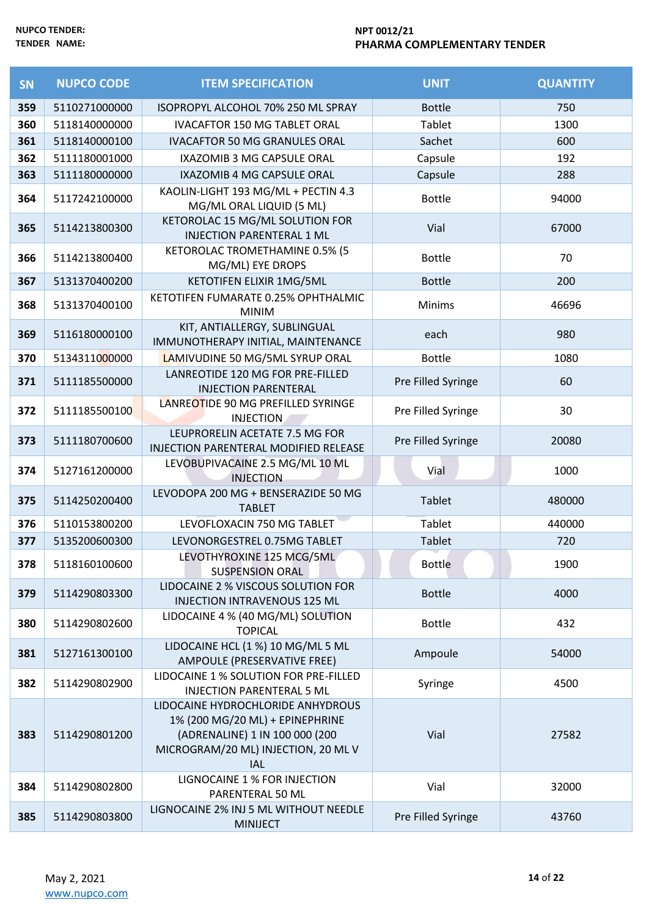NUPCO TENDER: NPT 0012/21

TENDER NAME: PHARMA COMPLEMENTARY TENDER

| SN | NUPCO CODE | ITEM SPECIFICATION | UNIT | QUANTITY |
|---|---|---|---|---|
| 359 | 5110271000000 | ISOPROPYL ALCOHOL 70% 250 ML SPRAY | Bottle | 750 |
| 360 | 5118140000000 | IVACAFTOR 150 MG TABLET ORAL | Tablet | 1300 |
| 361 | 5118140000100 | IVACAFTOR 50 MG GRANULES ORAL | Sachet | 600 |
| 362 | 5111180001000 | IXAZOMIB 3 MG CAPSULE ORAL | Capsule | 192 |
| 363 | 5111180000000 | IXAZOMIB 4 MG CAPSULE ORAL | Capsule | 288 |
| 364 | 5117242100000 | KAOLIN-LIGHT 193 MG/ML + PECTIN 4.3 MG/ML ORAL LIQUID (5 ML) | Bottle | 94000 |
| 365 | 5114213800300 | KETOROLAC 15 MG/ML SOLUTION FOR INJECTION PARENTERAL 1 ML | Vial | 67000 |
| 366 | 5114213800400 | KETOROLAC TROMETHAMINE 0.5% (5 MG/ML) EYE DROPS | Bottle | 70 |
| 367 | 5131370400200 | KETOTIFEN ELIXIR 1MG/5ML | Bottle | 200 |
| 368 | 5131370400100 | KETOTIFEN FUMARATE 0.25% OPHTHALMIC MINIM | Minims | 46696 |
| 369 | 5116180000100 | KIT, ANTIALLERGY, SUBLINGUAL IMMUNOTHERAPY INITIAL, MAINTENANCE | each | 980 |
| 370 | 5134311000000 | LAMIVUDINE 50 MG/5ML SYRUP ORAL | Bottle | 1080 |
| 371 | 5111185500000 | LANREOTIDE 120 MG FOR PRE-FILLED INJECTION PARENTERAL | Pre Filled Syringe | 60 |
| 372 | 5111185500100 | LANREOTIDE 90 MG PREFILLED SYRINGE INJECTION | Pre Filled Syringe | 30 |
| 373 | 5111180700600 | LEUPRORELIN ACETATE 7.5 MG FOR INJECTION PARENTERAL MODIFIED RELEASE | Pre Filled Syringe | 20080 |
| 374 | 5127161200000 | LEVOBUPIVACAINE 2.5 MG/ML 10 ML INJECTION | Vial | 1000 |
| 375 | 5114250200400 | LEVODOPA 200 MG + BENSERAZIDE 50 MG TABLET | Tablet | 480000 |
| 376 | 5110153800200 | LEVOFLOXACIN 750 MG TABLET | Tablet | 440000 |
| 377 | 5135200600300 | LEVONORGESTREL 0.75MG TABLET | Tablet | 720 |
| 378 | 5118160100600 | LEVOTHYROXINE 125 MCG/5ML SUSPENSION ORAL | Bottle | 1900 |
| 379 | 5114290803300 | LIDOCAINE 2 % VISCOUS SOLUTION FOR INJECTION INTRAVENOUS 125 ML | Bottle | 4000 |
| 380 | 5114290802600 | LIDOCAINE 4 % (40 MG/ML) SOLUTION TOPICAL | Bottle | 432 |
| 381 | 5127161300100 | LIDOCAINE HCL (1 %) 10 MG/ML 5 ML AMPOULE (PRESERVATIVE FREE) | Ampoule | 54000 |
| 382 | 5114290802900 | LIDOCAINE 1 % SOLUTION FOR PRE-FILLED INJECTION PARENTERAL 5 ML | Syringe | 4500 |
| 383 | 5114290801200 | LIDOCAINE HYDROCHLORIDE ANHYDROUS 1% (200 MG/20 ML) + EPINEPHRINE (ADRENALINE) 1 IN 100 000 (200 MICROGRAM/20 ML) INJECTION, 20 ML V IAL | Vial | 27582 |
| 384 | 5114290802800 | LIGNOCAINE 1 % FOR INJECTION PARENTERAL 50 ML | Vial | 32000 |
| 385 | 5114290803800 | LIGNOCAINE 2% INJ 5 ML WITHOUT NEEDLE MINIJECT | Pre Filled Syringe | 43760 |

May 2, 2021

www.nupco.com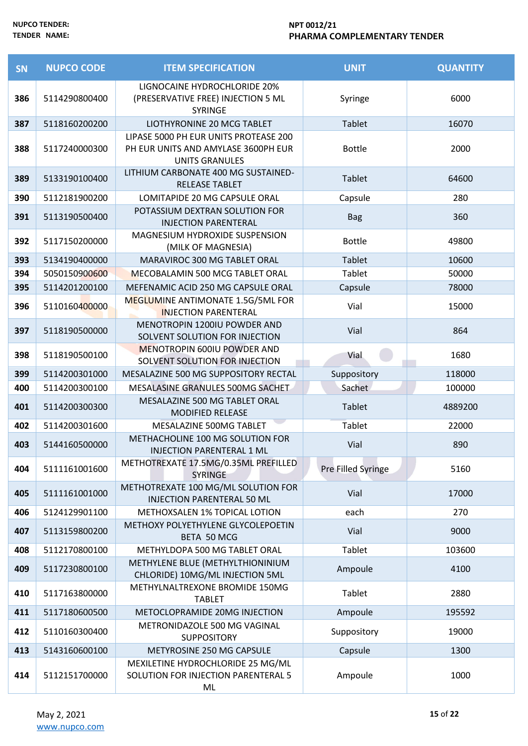NUPCO TENDER: NPT 0012/21
TENDER NAME: PHARMA COMPLEMENTARY TENDER

| SN | NUPCO CODE | ITEM SPECIFICATION | UNIT | QUANTITY |
|---|---|---|---|---|
| 386 | 5114290800400 | LIGNOCAINE HYDROCHLORIDE 20% (PRESERVATIVE FREE) INJECTION 5 ML SYRINGE | Syringe | 6000 |
| 387 | 5118160200200 | LIOTHYRONINE 20 MCG TABLET | Tablet | 16070 |
| 388 | 5117240000300 | LIPASE 5000 PH EUR UNITS PROTEASE 200 PH EUR UNITS AND AMYLASE 3600PH EUR UNITS GRANULES | Bottle | 2000 |
| 389 | 5133190100400 | LITHIUM CARBONATE 400 MG SUSTAINED-RELEASE TABLET | Tablet | 64600 |
| 390 | 5112181900200 | LOMITAPIDE 20 MG CAPSULE ORAL | Capsule | 280 |
| 391 | 5113190500400 | POTASSIUM DEXTRAN SOLUTION FOR INJECTION PARENTERAL | Bag | 360 |
| 392 | 5117150200000 | MAGNESIUM HYDROXIDE SUSPENSION (MILK OF MAGNESIA) | Bottle | 49800 |
| 393 | 5134190400000 | MARAVIROC 300 MG TABLET ORAL | Tablet | 10600 |
| 394 | 5050150900600 | MECOBALAMIN 500 MCG TABLET ORAL | Tablet | 50000 |
| 395 | 5114201200100 | MEFENAMIC ACID 250 MG CAPSULE ORAL | Capsule | 78000 |
| 396 | 5110160400000 | MEGLUMINE ANTIMONATE 1.5G/5ML FOR INJECTION PARENTERAL | Vial | 15000 |
| 397 | 5118190500000 | MENOTROPIN 1200IU POWDER AND SOLVENT SOLUTION FOR INJECTION | Vial | 864 |
| 398 | 5118190500100 | MENOTROPIN 600IU POWDER AND SOLVENT SOLUTION FOR INJECTION | Vial | 1680 |
| 399 | 5114200301000 | MESALAZINE 500 MG SUPPOSITORY RECTAL | Suppository | 118000 |
| 400 | 5114200300100 | MESALASINE GRANULES 500MG SACHET | Sachet | 100000 |
| 401 | 5114200300300 | MESALAZINE 500 MG TABLET ORAL MODIFIED RELEASE | Tablet | 4889200 |
| 402 | 5114200301600 | MESALAZINE 500MG TABLET | Tablet | 22000 |
| 403 | 5144160500000 | METHACHOLINE 100 MG SOLUTION FOR INJECTION PARENTERAL 1 ML | Vial | 890 |
| 404 | 5111161001600 | METHOTREXATE 17.5MG/0.35ML PREFILLED SYRINGE | Pre Filled Syringe | 5160 |
| 405 | 5111161001000 | METHOTREXATE 100 MG/ML SOLUTION FOR INJECTION PARENTERAL 50 ML | Vial | 17000 |
| 406 | 5124129901100 | METHOXSALEN 1% TOPICAL LOTION | each | 270 |
| 407 | 5113159800200 | METHOXY POLYETHYLENE GLYCOLEPOETIN BETA 50 MCG | Vial | 9000 |
| 408 | 5112170800100 | METHYLDOPA 500 MG TABLET ORAL | Tablet | 103600 |
| 409 | 5117230800100 | METHYLENE BLUE (METHYLTHIONINIUM CHLORIDE) 10MG/ML INJECTION 5ML | Ampoule | 4100 |
| 410 | 5117163800000 | METHYLNALTREXONE BROMIDE 150MG TABLET | Tablet | 2880 |
| 411 | 5117180600500 | METOCLOPRAMIDE 20MG INJECTION | Ampoule | 195592 |
| 412 | 5110160300400 | METRONIDAZOLE 500 MG VAGINAL SUPPOSITORY | Suppository | 19000 |
| 413 | 5143160600100 | METYROSINE 250 MG CAPSULE | Capsule | 1300 |
| 414 | 5112151700000 | MEXILETINE HYDROCHLORIDE 25 MG/ML SOLUTION FOR INJECTION PARENTERAL 5 ML | Ampoule | 1000 |

May 2, 2021
www.nupco.com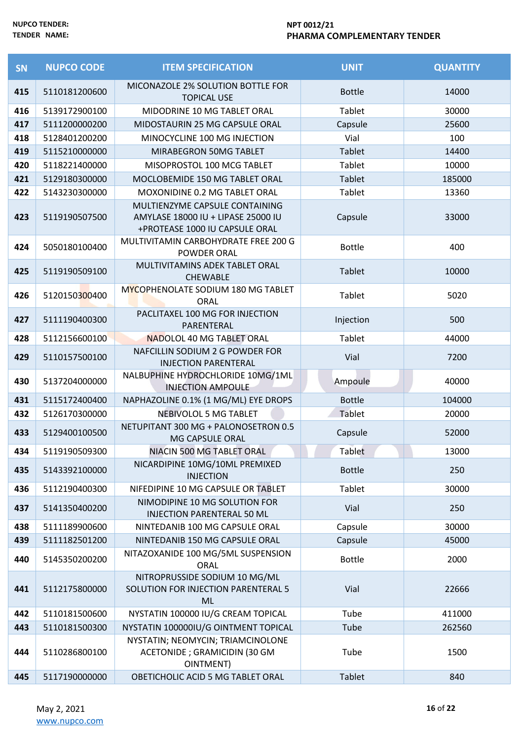| SN | NUPCO CODE | ITEM SPECIFICATION | UNIT | QUANTITY |
|---|---|---|---|---|
| 415 | 5110181200600 | MICONAZOLE 2% SOLUTION BOTTLE FOR TOPICAL USE | Bottle | 14000 |
| 416 | 5139172900100 | MIDODRINE 10 MG TABLET ORAL | Tablet | 30000 |
| 417 | 5111200000200 | MIDOSTAURIN 25 MG CAPSULE ORAL | Capsule | 25600 |
| 418 | 5128401200200 | MINOCYCLINE 100 MG INJECTION | Vial | 100 |
| 419 | 5115210000000 | MIRABEGRON 50MG TABLET | Tablet | 14400 |
| 420 | 5118221400000 | MISOPROSTOL 100 MCG TABLET | Tablet | 10000 |
| 421 | 5129180300000 | MOCLOBEMIDE 150 MG TABLET ORAL | Tablet | 185000 |
| 422 | 5143230300000 | MOXONIDINE 0.2 MG TABLET ORAL | Tablet | 13360 |
| 423 | 5119190507500 | MULTIENZYME CAPSULE CONTAINING AMYLASE 18000 IU + LIPASE 25000 IU +PROTEASE 1000 IU CAPSULE ORAL | Capsule | 33000 |
| 424 | 5050180100400 | MULTIVITAMIN CARBOHYDRATE FREE 200 G POWDER ORAL | Bottle | 400 |
| 425 | 5119190509100 | MULTIVITAMINS ADEK TABLET ORAL CHEWABLE | Tablet | 10000 |
| 426 | 5120150300400 | MYCOPHENOLATE SODIUM 180 MG TABLET ORAL | Tablet | 5020 |
| 427 | 5111190400300 | PACLITAXEL 100 MG FOR INJECTION PARENTERAL | Injection | 500 |
| 428 | 5112156600100 | NADOLOL 40 MG TABLET ORAL | Tablet | 44000 |
| 429 | 5110157500100 | NAFCILLIN SODIUM 2 G POWDER FOR INJECTION PARENTERAL | Vial | 7200 |
| 430 | 5137204000000 | NALBUPHINE HYDROCHLORIDE 10MG/1ML INJECTION AMPOULE | Ampoule | 40000 |
| 431 | 5115172400400 | NAPHAZOLINE 0.1% (1 MG/ML) EYE DROPS | Bottle | 104000 |
| 432 | 5126170300000 | NEBIVOLOL 5 MG TABLET | Tablet | 20000 |
| 433 | 5129400100500 | NETUPITANT 300 MG + PALONOSETRON 0.5 MG CAPSULE ORAL | Capsule | 52000 |
| 434 | 5119190509300 | NIACIN 500 MG TABLET ORAL | Tablet | 13000 |
| 435 | 5143392100000 | NICARDIPINE 10MG/10ML PREMIXED INJECTION | Bottle | 250 |
| 436 | 5112190400300 | NIFEDIPINE 10 MG CAPSULE OR TABLET | Tablet | 30000 |
| 437 | 5141350400200 | NIMODIPINE 10 MG SOLUTION FOR INJECTION PARENTERAL 50 ML | Vial | 250 |
| 438 | 5111189900600 | NINTEDANIB 100 MG CAPSULE ORAL | Capsule | 30000 |
| 439 | 5111182501200 | NINTEDANIB 150 MG CAPSULE ORAL | Capsule | 45000 |
| 440 | 5145350200200 | NITAZOXANIDE 100 MG/5ML SUSPENSION ORAL | Bottle | 2000 |
| 441 | 5112175800000 | NITROPRUSSIDE SODIUM 10 MG/ML SOLUTION FOR INJECTION PARENTERAL 5 ML | Vial | 22666 |
| 442 | 5110181500600 | NYSTATIN 100000 IU/G CREAM TOPICAL | Tube | 411000 |
| 443 | 5110181500300 | NYSTATIN 100000IU/G OINTMENT TOPICAL | Tube | 262560 |
| 444 | 5110286800100 | NYSTATIN; NEOMYCIN; TRIAMCINOLONE ACETONIDE ; GRAMICIDIN (30 GM OINTMENT) | Tube | 1500 |
| 445 | 5117190000000 | OBETICHOLIC ACID 5 MG TABLET ORAL | Tablet | 840 |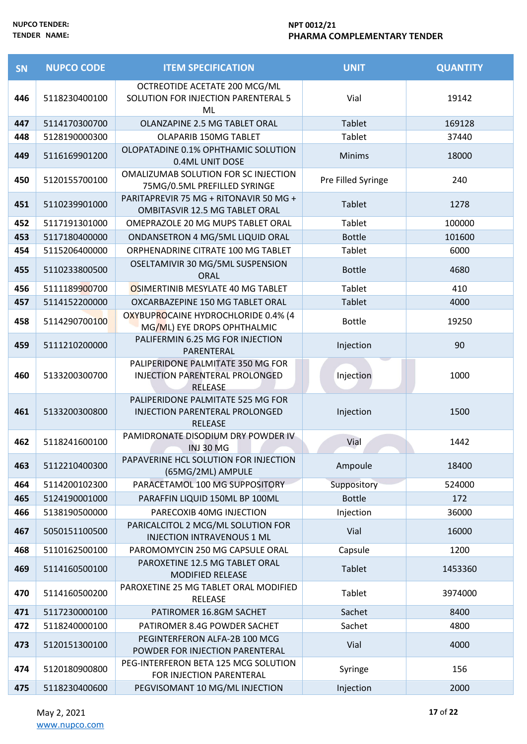| SN | NUPCO CODE | ITEM SPECIFICATION | UNIT | QUANTITY |
|---|---|---|---|---|
| 446 | 5118230400100 | OCTREOTIDE ACETATE 200 MCG/ML SOLUTION FOR INJECTION PARENTERAL 5 ML | Vial | 19142 |
| 447 | 5114170300700 | OLANZAPINE 2.5 MG TABLET ORAL | Tablet | 169128 |
| 448 | 5128190000300 | OLAPARIB 150MG TABLET | Tablet | 37440 |
| 449 | 5116169901200 | OLOPATADINE 0.1% OPHTHAMIC SOLUTION 0.4ML UNIT DOSE | Minims | 18000 |
| 450 | 5120155700100 | OMALIZUMAB SOLUTION FOR SC INJECTION 75MG/0.5ML PREFILLED SYRINGE | Pre Filled Syringe | 240 |
| 451 | 5110239901000 | PARITAPREVIR 75 MG + RITONAVIR 50 MG + OMBITASVIR 12.5 MG TABLET ORAL | Tablet | 1278 |
| 452 | 5117191301000 | OMEPRAZOLE 20 MG MUPS TABLET ORAL | Tablet | 100000 |
| 453 | 5117180400000 | ONDANSETRON 4 MG/5ML LIQUID ORAL | Bottle | 101600 |
| 454 | 5115206400000 | ORPHENADRINE CITRATE 100 MG TABLET | Tablet | 6000 |
| 455 | 5110233800500 | OSELTAMIVIR 30 MG/5ML SUSPENSION ORAL | Bottle | 4680 |
| 456 | 5111189900700 | OSIMERTINIB MESYLATE 40 MG TABLET | Tablet | 410 |
| 457 | 5114152200000 | OXCARBAZEPINE 150 MG TABLET ORAL | Tablet | 4000 |
| 458 | 5114290700100 | OXYBUPROCAINE HYDROCHLORIDE 0.4% (4 MG/ML) EYE DROPS OPHTHALMIC | Bottle | 19250 |
| 459 | 5111210200000 | PALIFERMIN 6.25 MG FOR INJECTION PARENTERAL | Injection | 90 |
| 460 | 5133200300700 | PALIPERIDONE PALMITATE 350 MG FOR INJECTION PARENTERAL PROLONGED RELEASE | Injection | 1000 |
| 461 | 5133200300800 | PALIPERIDONE PALMITATE 525 MG FOR INJECTION PARENTERAL PROLONGED RELEASE | Injection | 1500 |
| 462 | 5118241600100 | PAMIDRONATE DISODIUM DRY POWDER IV INJ 30 MG | Vial | 1442 |
| 463 | 5112210400300 | PAPAVERINE HCL SOLUTION FOR INJECTION (65MG/2ML) AMPULE | Ampoule | 18400 |
| 464 | 5114200102300 | PARACETAMOL 100 MG SUPPOSITORY | Suppository | 524000 |
| 465 | 5124190001000 | PARAFFIN LIQUID 150ML BP 100ML | Bottle | 172 |
| 466 | 5138190500000 | PARECOXIB 40MG INJECTION | Injection | 36000 |
| 467 | 5050151100500 | PARICALCITOL 2 MCG/ML SOLUTION FOR INJECTION INTRAVENOUS 1 ML | Vial | 16000 |
| 468 | 5110162500100 | PAROMOMYCIN 250 MG CAPSULE ORAL | Capsule | 1200 |
| 469 | 5114160500100 | PAROXETINE 12.5 MG TABLET ORAL MODIFIED RELEASE | Tablet | 1453360 |
| 470 | 5114160500200 | PAROXETINE 25 MG TABLET ORAL MODIFIED RELEASE | Tablet | 3974000 |
| 471 | 5117230000100 | PATIROMER 16.8GM SACHET | Sachet | 8400 |
| 472 | 5118240000100 | PATIROMER 8.4G POWDER SACHET | Sachet | 4800 |
| 473 | 5120151300100 | PEGINTERFERON ALFA-2B 100 MCG POWDER FOR INJECTION PARENTERAL | Vial | 4000 |
| 474 | 5120180900800 | PEG-INTERFERON BETA 125 MCG SOLUTION FOR INJECTION PARENTERAL | Syringe | 156 |
| 475 | 5118230400600 | PEGVISOMANT 10 MG/ML INJECTION | Injection | 2000 |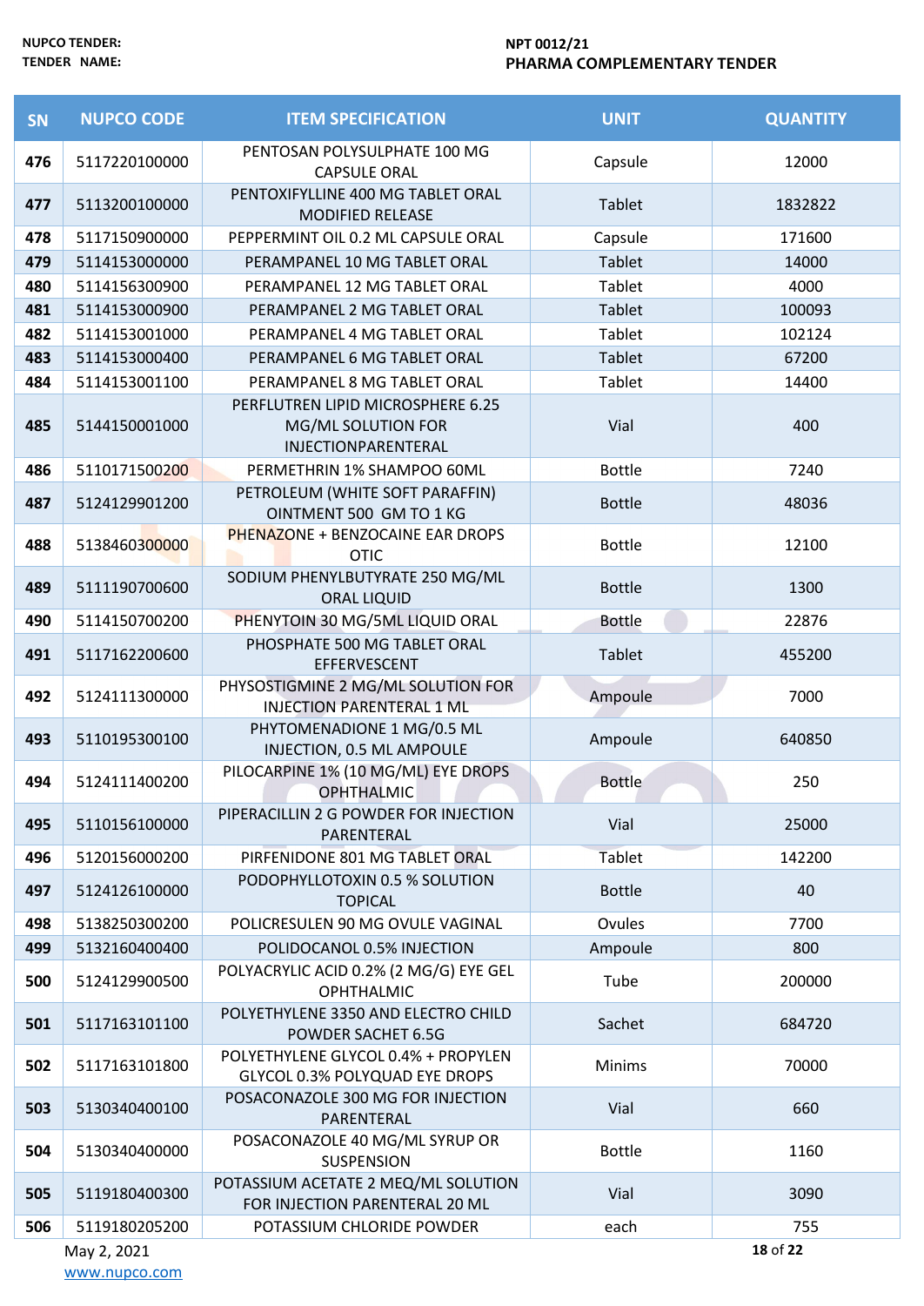| SN | NUPCO CODE | ITEM SPECIFICATION | UNIT | QUANTITY |
|---|---|---|---|---|
| 476 | 5117220100000 | PENTOSAN POLYSULPHATE 100 MG CAPSULE ORAL | Capsule | 12000 |
| 477 | 5113200100000 | PENTOXIFYLLINE 400 MG TABLET ORAL MODIFIED RELEASE | Tablet | 1832822 |
| 478 | 5117150900000 | PEPPERMINT OIL 0.2 ML CAPSULE ORAL | Capsule | 171600 |
| 479 | 5114153000000 | PERAMPANEL 10 MG TABLET ORAL | Tablet | 14000 |
| 480 | 5114156300900 | PERAMPANEL 12 MG TABLET ORAL | Tablet | 4000 |
| 481 | 5114153000900 | PERAMPANEL 2 MG TABLET ORAL | Tablet | 100093 |
| 482 | 5114153001000 | PERAMPANEL 4 MG TABLET ORAL | Tablet | 102124 |
| 483 | 5114153000400 | PERAMPANEL 6 MG TABLET ORAL | Tablet | 67200 |
| 484 | 5114153001100 | PERAMPANEL 8 MG TABLET ORAL | Tablet | 14400 |
| 485 | 5144150001000 | PERFLUTREN LIPID MICROSPHERE 6.25 MG/ML SOLUTION FOR INJECTIONPARENTERAL | Vial | 400 |
| 486 | 5110171500200 | PERMETHRIN 1% SHAMPOO 60ML | Bottle | 7240 |
| 487 | 5124129901200 | PETROLEUM (WHITE SOFT PARAFFIN) OINTMENT 500 GM TO 1 KG | Bottle | 48036 |
| 488 | 5138460300000 | PHENAZONE + BENZOCAINE EAR DROPS OTIC | Bottle | 12100 |
| 489 | 5111190700600 | SODIUM PHENYLBUTYRATE 250 MG/ML ORAL LIQUID | Bottle | 1300 |
| 490 | 5114150700200 | PHENYTOIN 30 MG/5ML LIQUID ORAL | Bottle | 22876 |
| 491 | 5117162200600 | PHOSPHATE 500 MG TABLET ORAL EFFERVESCENT | Tablet | 455200 |
| 492 | 5124111300000 | PHYSOSTIGMINE 2 MG/ML SOLUTION FOR INJECTION PARENTERAL 1 ML | Ampoule | 7000 |
| 493 | 5110195300100 | PHYTOMENADIONE 1 MG/0.5 ML INJECTION, 0.5 ML AMPOULE | Ampoule | 640850 |
| 494 | 5124111400200 | PILOCARPINE 1% (10 MG/ML) EYE DROPS OPHTHALMIC | Bottle | 250 |
| 495 | 5110156100000 | PIPERACILLIN 2 G POWDER FOR INJECTION PARENTERAL | Vial | 25000 |
| 496 | 5120156000200 | PIRFENIDONE 801 MG TABLET ORAL | Tablet | 142200 |
| 497 | 5124126100000 | PODOPHYLLOTOXIN 0.5 % SOLUTION TOPICAL | Bottle | 40 |
| 498 | 5138250300200 | POLICRESULEN 90 MG OVULE VAGINAL | Ovules | 7700 |
| 499 | 5132160400400 | POLIDOCANOL 0.5% INJECTION | Ampoule | 800 |
| 500 | 5124129900500 | POLYACRYLIC ACID 0.2% (2 MG/G) EYE GEL OPHTHALMIC | Tube | 200000 |
| 501 | 5117163101100 | POLYETHYLENE 3350 AND ELECTRO CHILD POWDER SACHET 6.5G | Sachet | 684720 |
| 502 | 5117163101800 | POLYETHYLENE GLYCOL 0.4% + PROPYLEN GLYCOL 0.3% POLYQUAD EYE DROPS | Minims | 70000 |
| 503 | 5130340400100 | POSACONAZOLE 300 MG FOR INJECTION PARENTERAL | Vial | 660 |
| 504 | 5130340400000 | POSACONAZOLE 40 MG/ML SYRUP OR SUSPENSION | Bottle | 1160 |
| 505 | 5119180400300 | POTASSIUM ACETATE 2 MEQ/ML SOLUTION FOR INJECTION PARENTERAL 20 ML | Vial | 3090 |
| 506 | 5119180205200 | POTASSIUM CHLORIDE POWDER | each | 755 |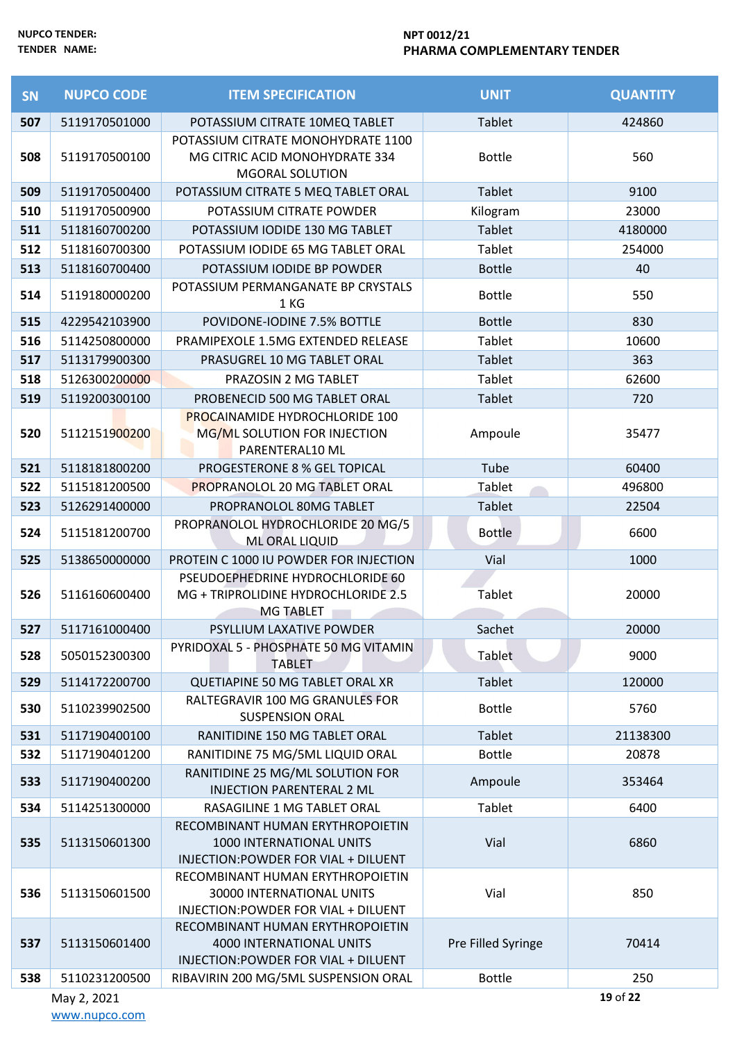NUPCO TENDER: NPT 0012/21

TENDER NAME: PHARMA COMPLEMENTARY TENDER

| SN | NUPCO CODE | ITEM SPECIFICATION | UNIT | QUANTITY |
|---|---|---|---|---|
| 507 | 5119170501000 | POTASSIUM CITRATE 10MEQ TABLET | Tablet | 424860 |
| 508 | 5119170500100 | POTASSIUM CITRATE MONOHYDRATE 1100 MG CITRIC ACID MONOHYDRATE 334 MGORAL SOLUTION | Bottle | 560 |
| 509 | 5119170500400 | POTASSIUM CITRATE 5 MEQ TABLET ORAL | Tablet | 9100 |
| 510 | 5119170500900 | POTASSIUM CITRATE POWDER | Kilogram | 23000 |
| 511 | 5118160700200 | POTASSIUM IODIDE 130 MG TABLET | Tablet | 4180000 |
| 512 | 5118160700300 | POTASSIUM IODIDE 65 MG TABLET ORAL | Tablet | 254000 |
| 513 | 5118160700400 | POTASSIUM IODIDE BP POWDER | Bottle | 40 |
| 514 | 5119180000200 | POTASSIUM PERMANGANATE BP CRYSTALS 1 KG | Bottle | 550 |
| 515 | 4229542103900 | POVIDONE-IODINE 7.5% BOTTLE | Bottle | 830 |
| 516 | 5114250800000 | PRAMIPEXOLE 1.5MG EXTENDED RELEASE | Tablet | 10600 |
| 517 | 5113179900300 | PRASUGREL 10 MG TABLET ORAL | Tablet | 363 |
| 518 | 5126300200000 | PRAZOSIN 2 MG TABLET | Tablet | 62600 |
| 519 | 5119200300100 | PROBENECID 500 MG TABLET ORAL | Tablet | 720 |
| 520 | 5112151900200 | PROCAINAMIDE HYDROCHLORIDE 100 MG/ML SOLUTION FOR INJECTION PARENTERAL10 ML | Ampoule | 35477 |
| 521 | 5118181800200 | PROGESTERONE 8 % GEL TOPICAL | Tube | 60400 |
| 522 | 5115181200500 | PROPRANOLOL 20 MG TABLET ORAL | Tablet | 496800 |
| 523 | 5126291400000 | PROPRANOLOL 80MG TABLET | Tablet | 22504 |
| 524 | 5115181200700 | PROPRANOLOL HYDROCHLORIDE 20 MG/5 ML ORAL LIQUID | Bottle | 6600 |
| 525 | 5138650000000 | PROTEIN C 1000 IU POWDER FOR INJECTION | Vial | 1000 |
| 526 | 5116160600400 | PSEUDOEPHEDRINE HYDROCHLORIDE 60 MG + TRIPROLIDINE HYDROCHLORIDE 2.5 MG TABLET | Tablet | 20000 |
| 527 | 5117161000400 | PSYLLIUM LAXATIVE POWDER | Sachet | 20000 |
| 528 | 5050152300300 | PYRIDOXAL 5 - PHOSPHATE 50 MG VITAMIN TABLET | Tablet | 9000 |
| 529 | 5114172200700 | QUETIAPINE 50 MG TABLET ORAL XR | Tablet | 120000 |
| 530 | 5110239902500 | RALTEGRAVIR 100 MG GRANULES FOR SUSPENSION ORAL | Bottle | 5760 |
| 531 | 5117190400100 | RANITIDINE 150 MG TABLET ORAL | Tablet | 21138300 |
| 532 | 5117190401200 | RANITIDINE 75 MG/5ML LIQUID ORAL | Bottle | 20878 |
| 533 | 5117190400200 | RANITIDINE 25 MG/ML SOLUTION FOR INJECTION PARENTERAL 2 ML | Ampoule | 353464 |
| 534 | 5114251300000 | RASAGILINE 1 MG TABLET ORAL | Tablet | 6400 |
| 535 | 5113150601300 | RECOMBINANT HUMAN ERYTHROPOIETIN 1000 INTERNATIONAL UNITS INJECTION:POWDER FOR VIAL + DILUENT | Vial | 6860 |
| 536 | 5113150601500 | RECOMBINANT HUMAN ERYTHROPOIETIN 30000 INTERNATIONAL UNITS INJECTION:POWDER FOR VIAL + DILUENT | Vial | 850 |
| 537 | 5113150601400 | RECOMBINANT HUMAN ERYTHROPOIETIN 4000 INTERNATIONAL UNITS INJECTION:POWDER FOR VIAL + DILUENT | Pre Filled Syringe | 70414 |
| 538 | 5110231200500 | RIBAVIRIN 200 MG/5ML SUSPENSION ORAL | Bottle | 250 |

May 2, 2021

www.nupco.com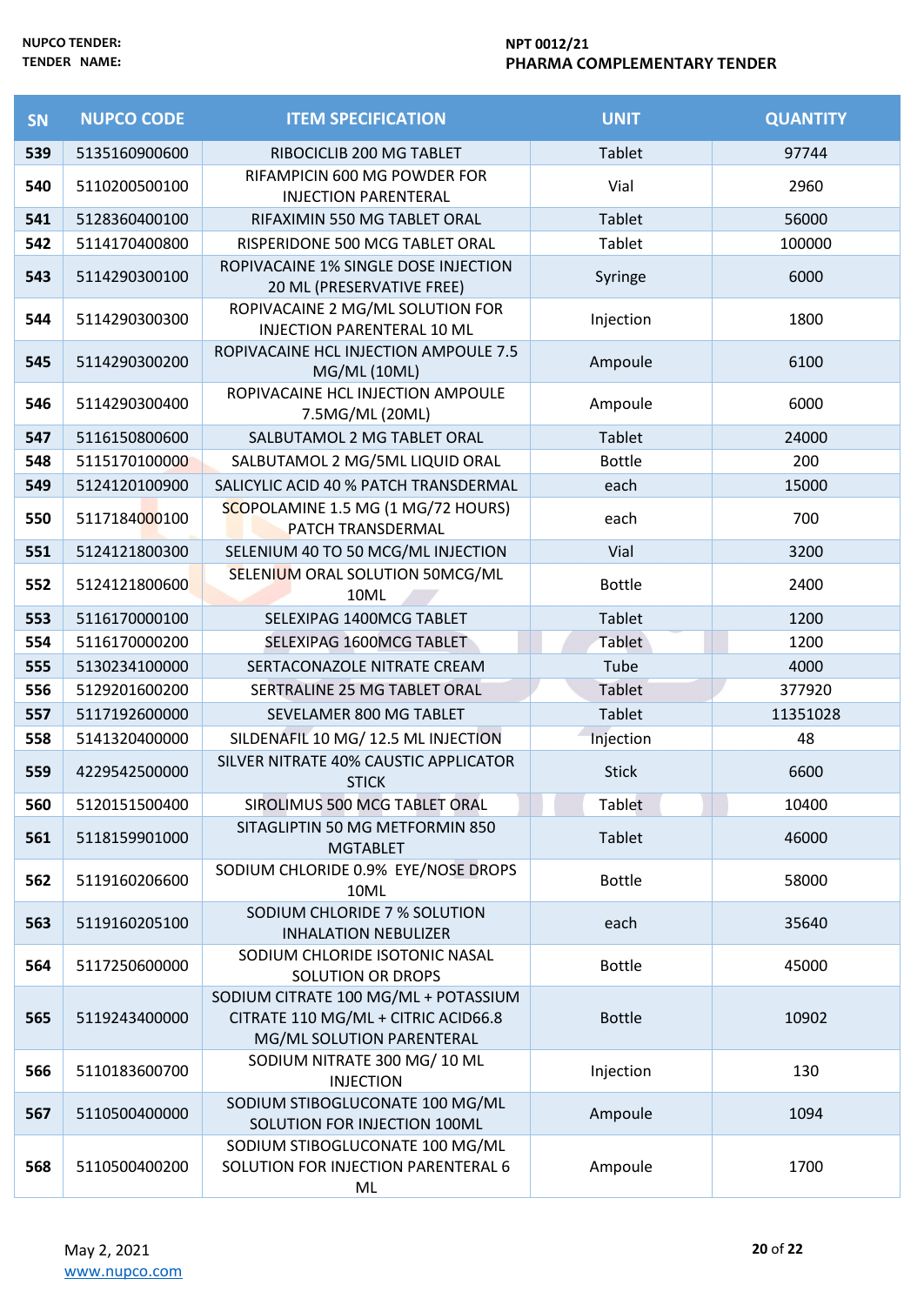NUPCO TENDER: NPT 0012/21

TENDER NAME: PHARMA COMPLEMENTARY TENDER

| SN | NUPCO CODE | ITEM SPECIFICATION | UNIT | QUANTITY |
|---|---|---|---|---|
| 539 | 5135160900600 | RIBOCICLIB 200 MG TABLET | Tablet | 97744 |
| 540 | 5110200500100 | RIFAMPICIN 600 MG POWDER FOR INJECTION PARENTERAL | Vial | 2960 |
| 541 | 5128360400100 | RIFAXIMIN 550 MG TABLET ORAL | Tablet | 56000 |
| 542 | 5114170400800 | RISPERIDONE 500 MCG TABLET ORAL | Tablet | 100000 |
| 543 | 5114290300100 | ROPIVACAINE 1% SINGLE DOSE INJECTION 20 ML (PRESERVATIVE FREE) | Syringe | 6000 |
| 544 | 5114290300300 | ROPIVACAINE 2 MG/ML SOLUTION FOR INJECTION PARENTERAL 10 ML | Injection | 1800 |
| 545 | 5114290300200 | ROPIVACAINE HCL INJECTION AMPOULE 7.5 MG/ML (10ML) | Ampoule | 6100 |
| 546 | 5114290300400 | ROPIVACAINE HCL INJECTION AMPOULE 7.5MG/ML (20ML) | Ampoule | 6000 |
| 547 | 5116150800600 | SALBUTAMOL 2 MG TABLET ORAL | Tablet | 24000 |
| 548 | 5115170100000 | SALBUTAMOL 2 MG/5ML LIQUID ORAL | Bottle | 200 |
| 549 | 5124120100900 | SALICYLIC ACID 40 % PATCH TRANSDERMAL | each | 15000 |
| 550 | 5117184000100 | SCOPOLAMINE 1.5 MG (1 MG/72 HOURS) PATCH TRANSDERMAL | each | 700 |
| 551 | 5124121800300 | SELENIUM 40 TO 50 MCG/ML INJECTION | Vial | 3200 |
| 552 | 5124121800600 | SELENIUM ORAL SOLUTION 50MCG/ML 10ML | Bottle | 2400 |
| 553 | 5116170000100 | SELEXIPAG 1400MCG TABLET | Tablet | 1200 |
| 554 | 5116170000200 | SELEXIPAG 1600MCG TABLET | Tablet | 1200 |
| 555 | 5130234100000 | SERTACONAZOLE NITRATE CREAM | Tube | 4000 |
| 556 | 5129201600200 | SERTRALINE 25 MG TABLET ORAL | Tablet | 377920 |
| 557 | 5117192600000 | SEVELAMER 800 MG TABLET | Tablet | 11351028 |
| 558 | 5141320400000 | SILDENAFIL 10 MG/ 12.5 ML INJECTION | Injection | 48 |
| 559 | 4229542500000 | SILVER NITRATE 40% CAUSTIC APPLICATOR STICK | Stick | 6600 |
| 560 | 5120151500400 | SIROLIMUS 500 MCG TABLET ORAL | Tablet | 10400 |
| 561 | 5118159901000 | SITAGLIPTIN 50 MG METFORMIN 850 MGTABLET | Tablet | 46000 |
| 562 | 5119160206600 | SODIUM CHLORIDE 0.9% EYE/NOSE DROPS 10ML | Bottle | 58000 |
| 563 | 5119160205100 | SODIUM CHLORIDE 7 % SOLUTION INHALATION NEBULIZER | each | 35640 |
| 564 | 5117250600000 | SODIUM CHLORIDE ISOTONIC NASAL SOLUTION OR DROPS | Bottle | 45000 |
| 565 | 5119243400000 | SODIUM CITRATE 100 MG/ML + POTASSIUM CITRATE 110 MG/ML + CITRIC ACID66.8 MG/ML SOLUTION PARENTERAL | Bottle | 10902 |
| 566 | 5110183600700 | SODIUM NITRATE 300 MG/ 10 ML INJECTION | Injection | 130 |
| 567 | 5110500400000 | SODIUM STIBOGLUCONATE 100 MG/ML SOLUTION FOR INJECTION 100ML | Ampoule | 1094 |
| 568 | 5110500400200 | SODIUM STIBOGLUCONATE 100 MG/ML SOLUTION FOR INJECTION PARENTERAL 6 ML | Ampoule | 1700 |

May 2, 2021

www.nupco.com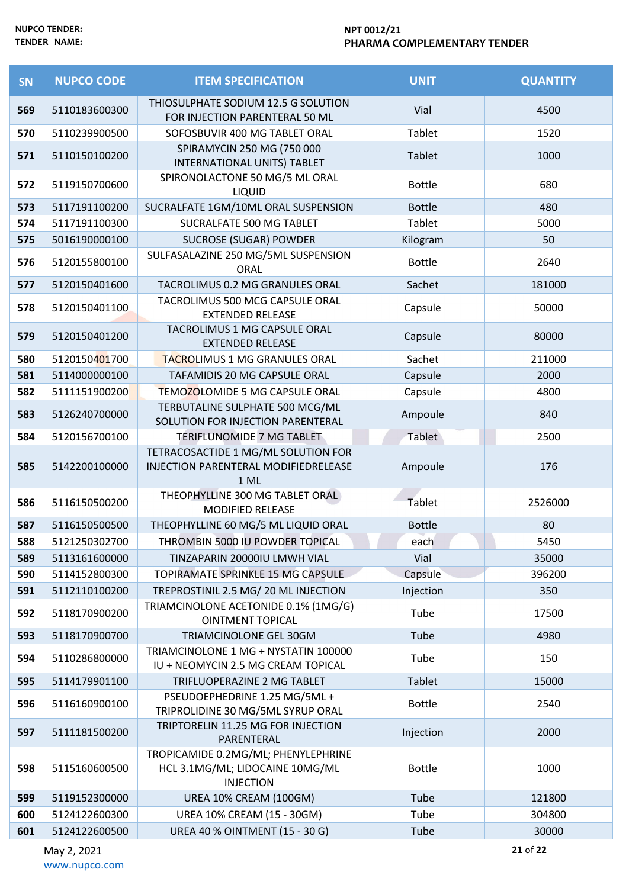| SN | NUPCO CODE | ITEM SPECIFICATION | UNIT | QUANTITY |
|---|---|---|---|---|
| 569 | 5110183600300 | THIOSULPHATE SODIUM 12.5 G SOLUTION FOR INJECTION PARENTERAL 50 ML | Vial | 4500 |
| 570 | 5110239900500 | SOFOSBUVIR 400 MG TABLET ORAL | Tablet | 1520 |
| 571 | 5110150100200 | SPIRAMYCIN 250 MG (750 000 INTERNATIONAL UNITS) TABLET | Tablet | 1000 |
| 572 | 5119150700600 | SPIRONOLACTONE 50 MG/5 ML ORAL LIQUID | Bottle | 680 |
| 573 | 5117191100200 | SUCRALFATE 1GM/10ML ORAL SUSPENSION | Bottle | 480 |
| 574 | 5117191100300 | SUCRALFATE 500 MG TABLET | Tablet | 5000 |
| 575 | 5016190000100 | SUCROSE (SUGAR) POWDER | Kilogram | 50 |
| 576 | 5120155800100 | SULFASALAZINE 250 MG/5ML SUSPENSION ORAL | Bottle | 2640 |
| 577 | 5120150401600 | TACROLIMUS 0.2 MG GRANULES ORAL | Sachet | 181000 |
| 578 | 5120150401100 | TACROLIMUS 500 MCG CAPSULE ORAL EXTENDED RELEASE | Capsule | 50000 |
| 579 | 5120150401200 | TACROLIMUS 1 MG CAPSULE ORAL EXTENDED RELEASE | Capsule | 80000 |
| 580 | 5120150401700 | TACROLIMUS 1 MG GRANULES ORAL | Sachet | 211000 |
| 581 | 5114000000100 | TAFAMIDIS 20 MG CAPSULE ORAL | Capsule | 2000 |
| 582 | 5111151900200 | TEMOZOLOMIDE 5 MG CAPSULE ORAL | Capsule | 4800 |
| 583 | 5126240700000 | TERBUTALINE SULPHATE 500 MCG/ML SOLUTION FOR INJECTION PARENTERAL | Ampoule | 840 |
| 584 | 5120156700100 | TERIFLUNOMIDE 7 MG TABLET | Tablet | 2500 |
| 585 | 5142200100000 | TETRACOSACTIDE 1 MG/ML SOLUTION FOR INJECTION PARENTERAL MODIFIEDRELEASE 1 ML | Ampoule | 176 |
| 586 | 5116150500200 | THEOPHYLLINE 300 MG TABLET ORAL MODIFIED RELEASE | Tablet | 2526000 |
| 587 | 5116150500500 | THEOPHYLLINE 60 MG/5 ML LIQUID ORAL | Bottle | 80 |
| 588 | 5121250302700 | THROMBIN 5000 IU POWDER TOPICAL | each | 5450 |
| 589 | 5113161600000 | TINZAPARIN 20000IU LMWH VIAL | Vial | 35000 |
| 590 | 5114152800300 | TOPIRAMATE SPRINKLE 15 MG CAPSULE | Capsule | 396200 |
| 591 | 5112110100200 | TREPROSTINIL 2.5 MG/ 20 ML INJECTION | Injection | 350 |
| 592 | 5118170900200 | TRIAMCINOLONE ACETONIDE 0.1% (1MG/G) OINTMENT TOPICAL | Tube | 17500 |
| 593 | 5118170900700 | TRIAMCINOLONE GEL 30GM | Tube | 4980 |
| 594 | 5110286800000 | TRIAMCINOLONE 1 MG + NYSTATIN 100000 IU + NEOMYCIN 2.5 MG CREAM TOPICAL | Tube | 150 |
| 595 | 5114179901100 | TRIFLUOPERAZINE 2 MG TABLET | Tablet | 15000 |
| 596 | 5116160900100 | PSEUDOEPHEDRINE 1.25 MG/5ML + TRIPROLIDINE 30 MG/5ML SYRUP ORAL | Bottle | 2540 |
| 597 | 5111181500200 | TRIPTORELIN 11.25 MG FOR INJECTION PARENTERAL | Injection | 2000 |
| 598 | 5115160600500 | TROPICAMIDE 0.2MG/ML; PHENYLEPHRINE HCL 3.1MG/ML; LIDOCAINE 10MG/ML INJECTION | Bottle | 1000 |
| 599 | 5119152300000 | UREA 10% CREAM (100GM) | Tube | 121800 |
| 600 | 5124122600300 | UREA 10% CREAM (15 - 30GM) | Tube | 304800 |
| 601 | 5124122600500 | UREA 40 % OINTMENT (15 - 30 G) | Tube | 30000 |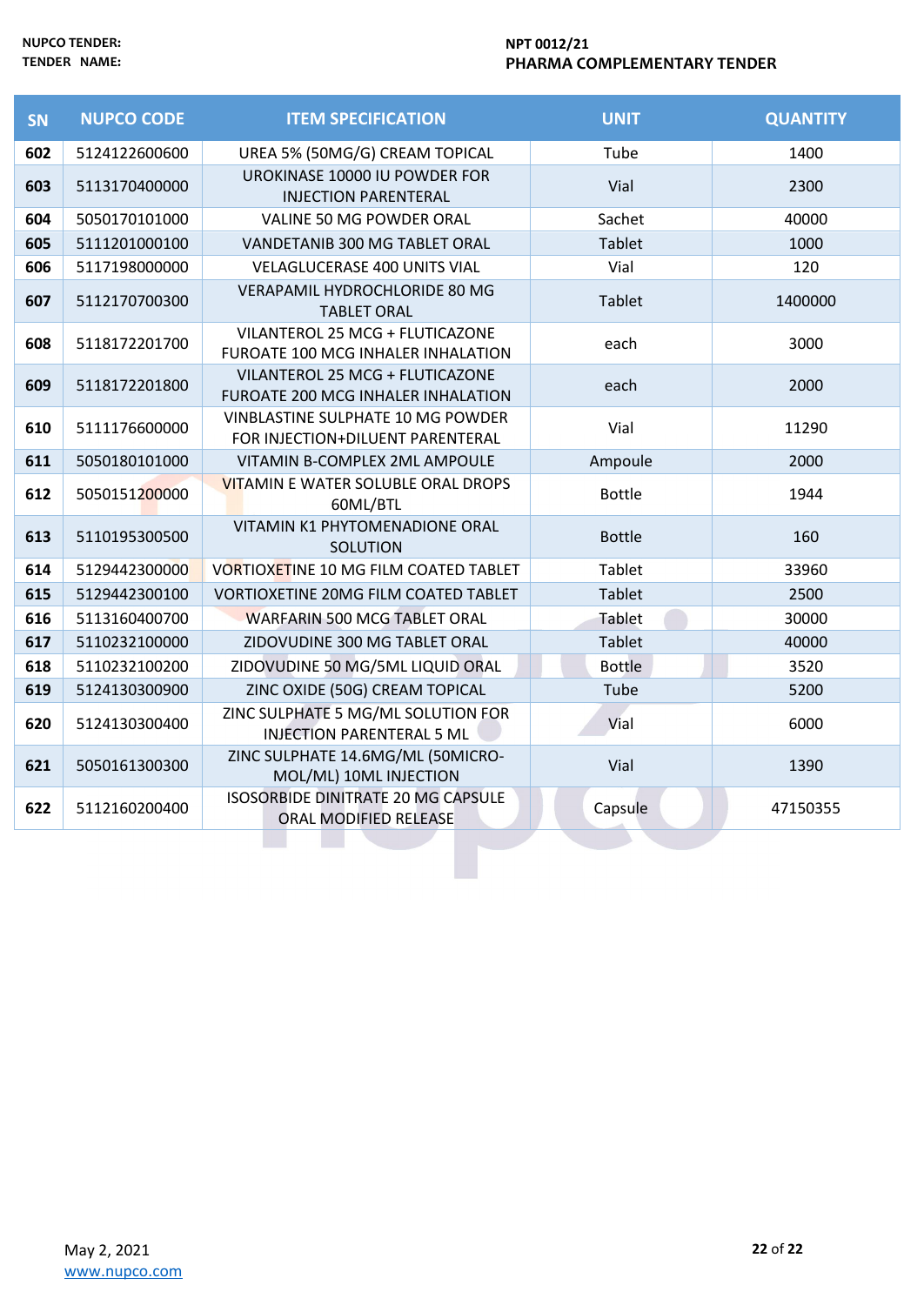| SN | NUPCO CODE | ITEM SPECIFICATION | UNIT | QUANTITY |
|---|---|---|---|---|
| 602 | 5124122600600 | UREA 5% (50MG/G) CREAM TOPICAL | Tube | 1400 |
| 603 | 5113170400000 | UROKINASE 10000 IU POWDER FOR INJECTION PARENTERAL | Vial | 2300 |
| 604 | 5050170101000 | VALINE 50 MG POWDER ORAL | Sachet | 40000 |
| 605 | 5111201000100 | VANDETANIB 300 MG TABLET ORAL | Tablet | 1000 |
| 606 | 5117198000000 | VELAGLUCERASE 400 UNITS VIAL | Vial | 120 |
| 607 | 5112170700300 | VERAPAMIL HYDROCHLORIDE 80 MG TABLET ORAL | Tablet | 1400000 |
| 608 | 5118172201700 | VILANTEROL 25 MCG + FLUTICAZONE FUROATE 100 MCG INHALER INHALATION | each | 3000 |
| 609 | 5118172201800 | VILANTEROL 25 MCG + FLUTICAZONE FUROATE 200 MCG INHALER INHALATION | each | 2000 |
| 610 | 5111176600000 | VINBLASTINE SULPHATE 10 MG POWDER FOR INJECTION+DILUENT PARENTERAL | Vial | 11290 |
| 611 | 5050180101000 | VITAMIN B-COMPLEX 2ML AMPOULE | Ampoule | 2000 |
| 612 | 5050151200000 | VITAMIN E WATER SOLUBLE ORAL DROPS 60ML/BTL | Bottle | 1944 |
| 613 | 5110195300500 | VITAMIN K1 PHYTOMENADIONE ORAL SOLUTION | Bottle | 160 |
| 614 | 5129442300000 | VORTIOXETINE 10 MG FILM COATED TABLET | Tablet | 33960 |
| 615 | 5129442300100 | VORTIOXETINE 20MG FILM COATED TABLET | Tablet | 2500 |
| 616 | 5113160400700 | WARFARIN 500 MCG TABLET ORAL | Tablet | 30000 |
| 617 | 5110232100000 | ZIDOVUDINE 300 MG TABLET ORAL | Tablet | 40000 |
| 618 | 5110232100200 | ZIDOVUDINE 50 MG/5ML LIQUID ORAL | Bottle | 3520 |
| 619 | 5124130300900 | ZINC OXIDE (50G) CREAM TOPICAL | Tube | 5200 |
| 620 | 5124130300400 | ZINC SULPHATE 5 MG/ML SOLUTION FOR INJECTION PARENTERAL 5 ML | Vial | 6000 |
| 621 | 5050161300300 | ZINC SULPHATE 14.6MG/ML (50MICRO-MOL/ML) 10ML INJECTION | Vial | 1390 |
| 622 | 5112160200400 | ISOSORBIDE DINITRATE 20 MG CAPSULE ORAL MODIFIED RELEASE | Capsule | 47150355 |

May 2, 2021
www.nupco.com